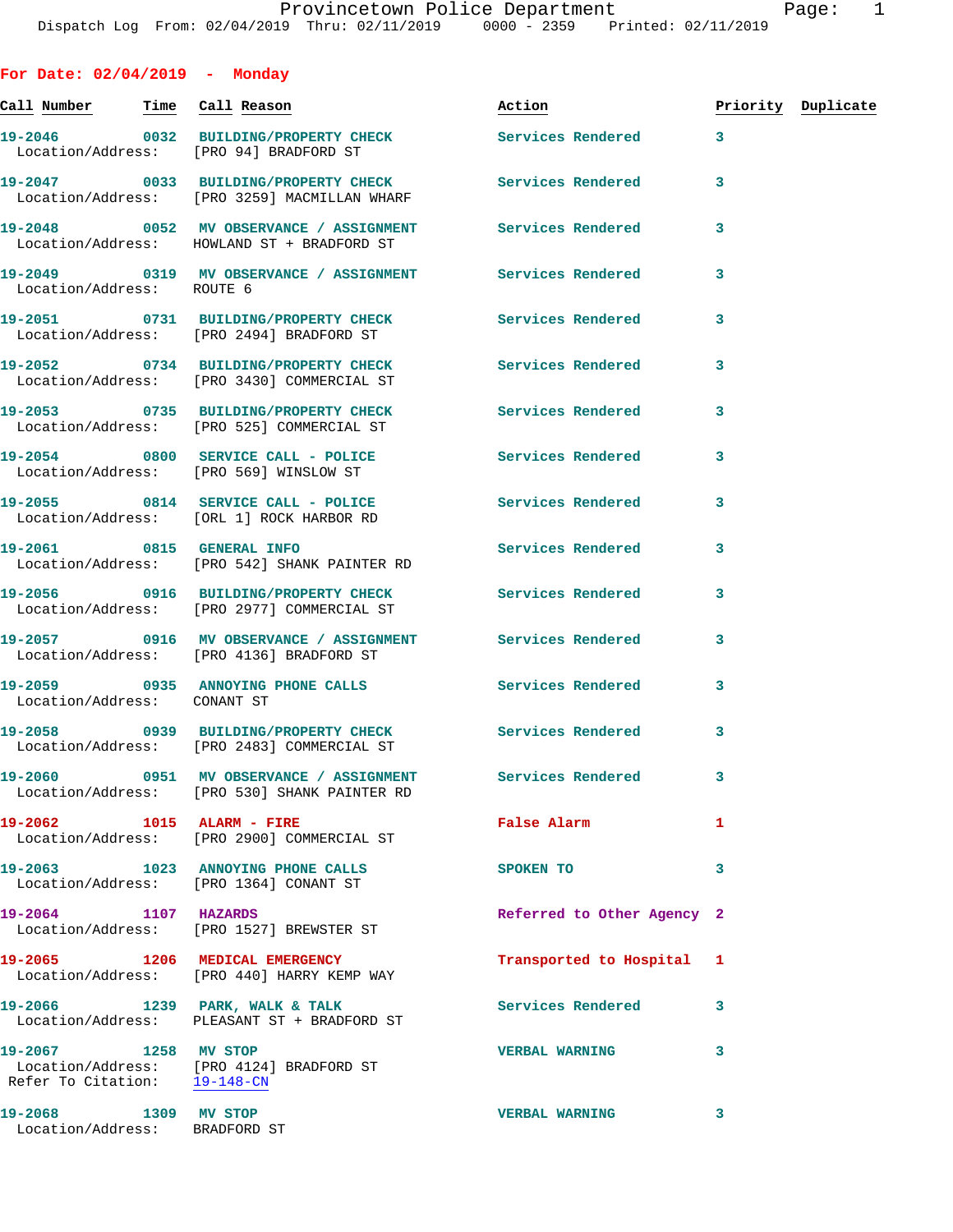Provincetown Police Department
Dispatch Log From: 02/04/2019 Thru: 02/11/2019 0000 - 2359 Printed: 02/11/2019

## For Date: 02/04/2019 - Monday

| Call Number | Time | Call Reason | Action | Priority | Duplicate |
|---|---|---|---|---|---|
| 19-2046 | 0032 | BUILDING/PROPERTY CHECK | Services Rendered | 3 | |
| Location/Address: | | [PRO 94] BRADFORD ST | | | |
| 19-2047 | 0033 | BUILDING/PROPERTY CHECK | Services Rendered | 3 | |
| Location/Address: | | [PRO 3259] MACMILLAN WHARF | | | |
| 19-2048 | 0052 | MV OBSERVANCE / ASSIGNMENT | Services Rendered | 3 | |
| Location/Address: | | HOWLAND ST + BRADFORD ST | | | |
| 19-2049 | 0319 | MV OBSERVANCE / ASSIGNMENT | Services Rendered | 3 | |
| Location/Address: | | ROUTE 6 | | | |
| 19-2051 | 0731 | BUILDING/PROPERTY CHECK | Services Rendered | 3 | |
| Location/Address: | | [PRO 2494] BRADFORD ST | | | |
| 19-2052 | 0734 | BUILDING/PROPERTY CHECK | Services Rendered | 3 | |
| Location/Address: | | [PRO 3430] COMMERCIAL ST | | | |
| 19-2053 | 0735 | BUILDING/PROPERTY CHECK | Services Rendered | 3 | |
| Location/Address: | | [PRO 525] COMMERCIAL ST | | | |
| 19-2054 | 0800 | SERVICE CALL - POLICE | Services Rendered | 3 | |
| Location/Address: | | [PRO 569] WINSLOW ST | | | |
| 19-2055 | 0814 | SERVICE CALL - POLICE | Services Rendered | 3 | |
| Location/Address: | | [ORL 1] ROCK HARBOR RD | | | |
| 19-2061 | 0815 | GENERAL INFO | Services Rendered | 3 | |
| Location/Address: | | [PRO 542] SHANK PAINTER RD | | | |
| 19-2056 | 0916 | BUILDING/PROPERTY CHECK | Services Rendered | 3 | |
| Location/Address: | | [PRO 2977] COMMERCIAL ST | | | |
| 19-2057 | 0916 | MV OBSERVANCE / ASSIGNMENT | Services Rendered | 3 | |
| Location/Address: | | [PRO 4136] BRADFORD ST | | | |
| 19-2059 | 0935 | ANNOYING PHONE CALLS | Services Rendered | 3 | |
| Location/Address: | | CONANT ST | | | |
| 19-2058 | 0939 | BUILDING/PROPERTY CHECK | Services Rendered | 3 | |
| Location/Address: | | [PRO 2483] COMMERCIAL ST | | | |
| 19-2060 | 0951 | MV OBSERVANCE / ASSIGNMENT | Services Rendered | 3 | |
| Location/Address: | | [PRO 530] SHANK PAINTER RD | | | |
| 19-2062 | 1015 | ALARM - FIRE | False Alarm | 1 | |
| Location/Address: | | [PRO 2900] COMMERCIAL ST | | | |
| 19-2063 | 1023 | ANNOYING PHONE CALLS | SPOKEN TO | 3 | |
| Location/Address: | | [PRO 1364] CONANT ST | | | |
| 19-2064 | 1107 | HAZARDS | Referred to Other Agency | 2 | |
| Location/Address: | | [PRO 1527] BREWSTER ST | | | |
| 19-2065 | 1206 | MEDICAL EMERGENCY | Transported to Hospital | 1 | |
| Location/Address: | | [PRO 440] HARRY KEMP WAY | | | |
| 19-2066 | 1239 | PARK, WALK & TALK | Services Rendered | 3 | |
| Location/Address: | | PLEASANT ST + BRADFORD ST | | | |
| 19-2067 | 1258 | MV STOP | VERBAL WARNING | 3 | |
| Location/Address: | | [PRO 4124] BRADFORD ST | | | |
| Refer To Citation: | | 19-148-CN | | | |
| 19-2068 | 1309 | MV STOP | VERBAL WARNING | 3 | |
| Location/Address: | | BRADFORD ST | | | |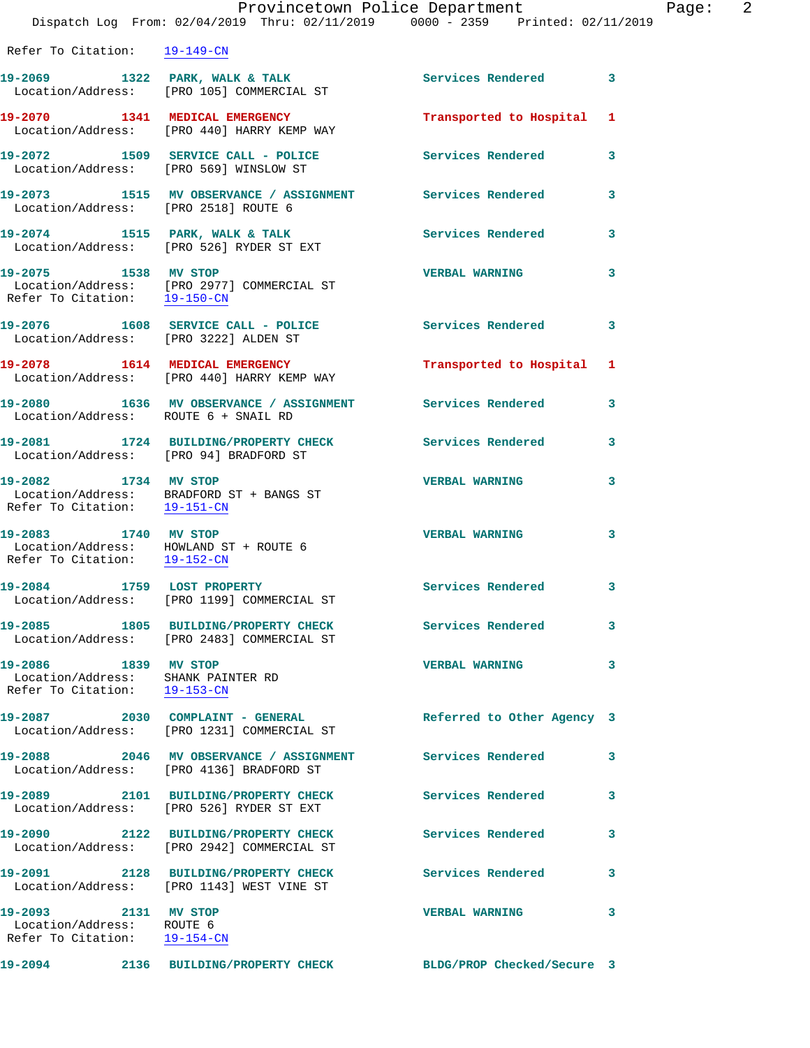Refer To Citation: 19-149-CN

| Call # | Time | Call Reason | Action | Priority |
|---|---|---|---|---|
| 19-2069 | 1322 | PARK, WALK & TALK | Services Rendered | 3 |
| Location/Address: | | [PRO 105] COMMERCIAL ST | | |
| 19-2070 | 1341 | MEDICAL EMERGENCY | Transported to Hospital | 1 |
| Location/Address: | | [PRO 440] HARRY KEMP WAY | | |
| 19-2072 | 1509 | SERVICE CALL - POLICE | Services Rendered | 3 |
| Location/Address: | | [PRO 569] WINSLOW ST | | |
| 19-2073 | 1515 | MV OBSERVANCE / ASSIGNMENT | Services Rendered | 3 |
| Location/Address: | | [PRO 2518] ROUTE 6 | | |
| 19-2074 | 1515 | PARK, WALK & TALK | Services Rendered | 3 |
| Location/Address: | | [PRO 526] RYDER ST EXT | | |
| 19-2075 | 1538 | MV STOP | VERBAL WARNING | 3 |
| Location/Address: | | [PRO 2977] COMMERCIAL ST | | |
| Refer To Citation: | | 19-150-CN | | |
| 19-2076 | 1608 | SERVICE CALL - POLICE | Services Rendered | 3 |
| Location/Address: | | [PRO 3222] ALDEN ST | | |
| 19-2078 | 1614 | MEDICAL EMERGENCY | Transported to Hospital | 1 |
| Location/Address: | | [PRO 440] HARRY KEMP WAY | | |
| 19-2080 | 1636 | MV OBSERVANCE / ASSIGNMENT | Services Rendered | 3 |
| Location/Address: | | ROUTE 6 + SNAIL RD | | |
| 19-2081 | 1724 | BUILDING/PROPERTY CHECK | Services Rendered | 3 |
| Location/Address: | | [PRO 94] BRADFORD ST | | |
| 19-2082 | 1734 | MV STOP | VERBAL WARNING | 3 |
| Location/Address: | | BRADFORD ST + BANGS ST | | |
| Refer To Citation: | | 19-151-CN | | |
| 19-2083 | 1740 | MV STOP | VERBAL WARNING | 3 |
| Location/Address: | | HOWLAND ST + ROUTE 6 | | |
| Refer To Citation: | | 19-152-CN | | |
| 19-2084 | 1759 | LOST PROPERTY | Services Rendered | 3 |
| Location/Address: | | [PRO 1199] COMMERCIAL ST | | |
| 19-2085 | 1805 | BUILDING/PROPERTY CHECK | Services Rendered | 3 |
| Location/Address: | | [PRO 2483] COMMERCIAL ST | | |
| 19-2086 | 1839 | MV STOP | VERBAL WARNING | 3 |
| Location/Address: | | SHANK PAINTER RD | | |
| Refer To Citation: | | 19-153-CN | | |
| 19-2087 | 2030 | COMPLAINT - GENERAL | Referred to Other Agency | 3 |
| Location/Address: | | [PRO 1231] COMMERCIAL ST | | |
| 19-2088 | 2046 | MV OBSERVANCE / ASSIGNMENT | Services Rendered | 3 |
| Location/Address: | | [PRO 4136] BRADFORD ST | | |
| 19-2089 | 2101 | BUILDING/PROPERTY CHECK | Services Rendered | 3 |
| Location/Address: | | [PRO 526] RYDER ST EXT | | |
| 19-2090 | 2122 | BUILDING/PROPERTY CHECK | Services Rendered | 3 |
| Location/Address: | | [PRO 2942] COMMERCIAL ST | | |
| 19-2091 | 2128 | BUILDING/PROPERTY CHECK | Services Rendered | 3 |
| Location/Address: | | [PRO 1143] WEST VINE ST | | |
| 19-2093 | 2131 | MV STOP | VERBAL WARNING | 3 |
| Location/Address: | | ROUTE 6 | | |
| Refer To Citation: | | 19-154-CN | | |
| 19-2094 | 2136 | BUILDING/PROPERTY CHECK | BLDG/PROP Checked/Secure | 3 |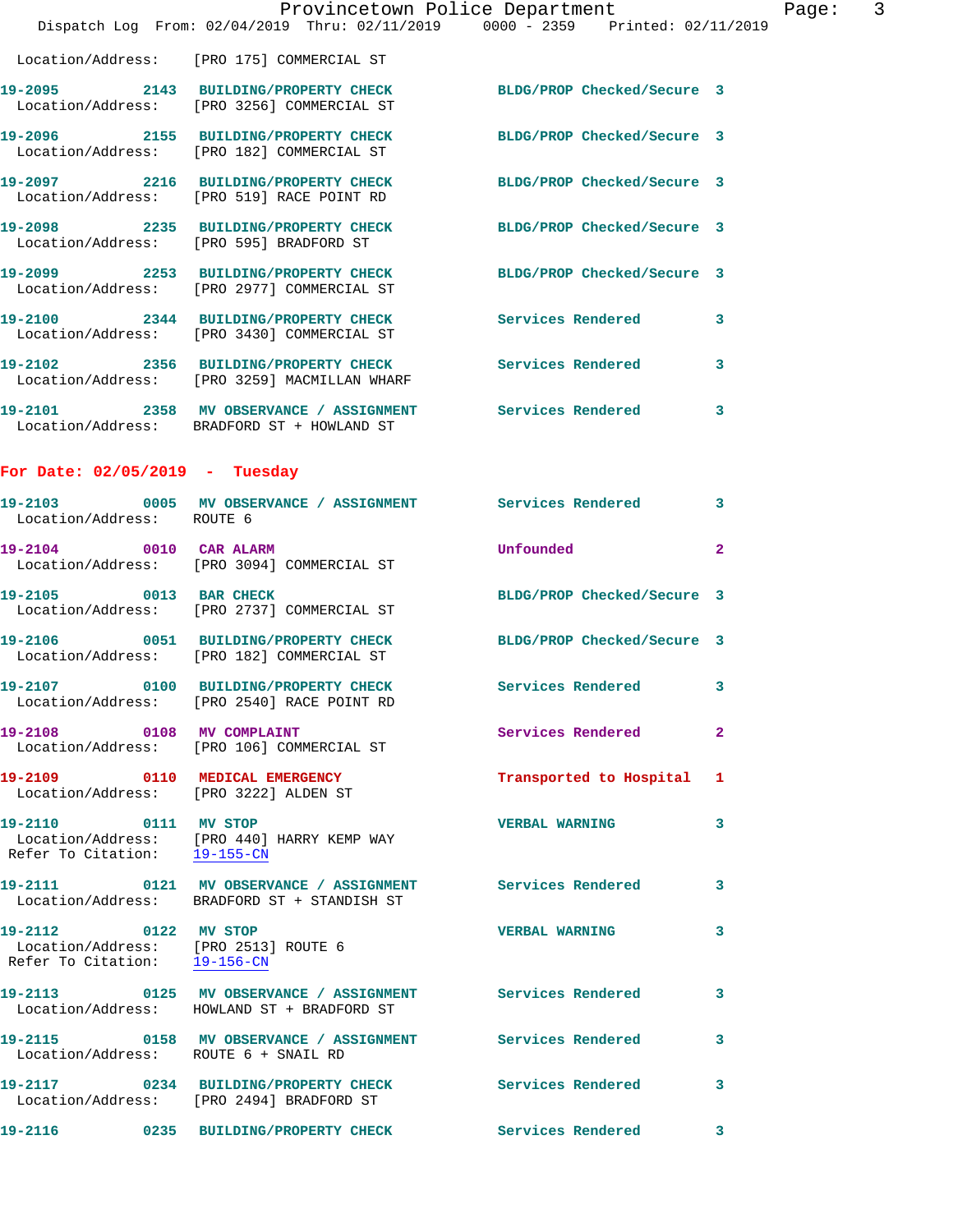Location/Address: [PRO 175] COMMERCIAL ST

19-2095 2143 BUILDING/PROPERTY CHECK BLDG/PROP Checked/Secure 3
Location/Address: [PRO 3256] COMMERCIAL ST

19-2096 2155 BUILDING/PROPERTY CHECK BLDG/PROP Checked/Secure 3
Location/Address: [PRO 182] COMMERCIAL ST

19-2097 2216 BUILDING/PROPERTY CHECK BLDG/PROP Checked/Secure 3
Location/Address: [PRO 519] RACE POINT RD

19-2098 2235 BUILDING/PROPERTY CHECK BLDG/PROP Checked/Secure 3
Location/Address: [PRO 595] BRADFORD ST

19-2099 2253 BUILDING/PROPERTY CHECK BLDG/PROP Checked/Secure 3
Location/Address: [PRO 2977] COMMERCIAL ST

19-2100 2344 BUILDING/PROPERTY CHECK Services Rendered 3
Location/Address: [PRO 3430] COMMERCIAL ST

19-2102 2356 BUILDING/PROPERTY CHECK Services Rendered 3
Location/Address: [PRO 3259] MACMILLAN WHARF

19-2101 2358 MV OBSERVANCE / ASSIGNMENT Services Rendered 3
Location/Address: BRADFORD ST + HOWLAND ST

## For Date: 02/05/2019 - Tuesday

19-2103 0005 MV OBSERVANCE / ASSIGNMENT Services Rendered 3
Location/Address: ROUTE 6

19-2104 0010 CAR ALARM Unfounded 2
Location/Address: [PRO 3094] COMMERCIAL ST

19-2105 0013 BAR CHECK BLDG/PROP Checked/Secure 3
Location/Address: [PRO 2737] COMMERCIAL ST

19-2106 0051 BUILDING/PROPERTY CHECK BLDG/PROP Checked/Secure 3
Location/Address: [PRO 182] COMMERCIAL ST

19-2107 0100 BUILDING/PROPERTY CHECK Services Rendered 3
Location/Address: [PRO 2540] RACE POINT RD

19-2108 0108 MV COMPLAINT Services Rendered 2
Location/Address: [PRO 106] COMMERCIAL ST

19-2109 0110 MEDICAL EMERGENCY Transported to Hospital 1
Location/Address: [PRO 3222] ALDEN ST

19-2110 0111 MV STOP VERBAL WARNING 3
Location/Address: [PRO 440] HARRY KEMP WAY
Refer To Citation: 19-155-CN

19-2111 0121 MV OBSERVANCE / ASSIGNMENT Services Rendered 3
Location/Address: BRADFORD ST + STANDISH ST

19-2112 0122 MV STOP VERBAL WARNING 3
Location/Address: [PRO 2513] ROUTE 6
Refer To Citation: 19-156-CN

19-2113 0125 MV OBSERVANCE / ASSIGNMENT Services Rendered 3
Location/Address: HOWLAND ST + BRADFORD ST

19-2115 0158 MV OBSERVANCE / ASSIGNMENT Services Rendered 3
Location/Address: ROUTE 6 + SNAIL RD

19-2117 0234 BUILDING/PROPERTY CHECK Services Rendered 3
Location/Address: [PRO 2494] BRADFORD ST

19-2116 0235 BUILDING/PROPERTY CHECK Services Rendered 3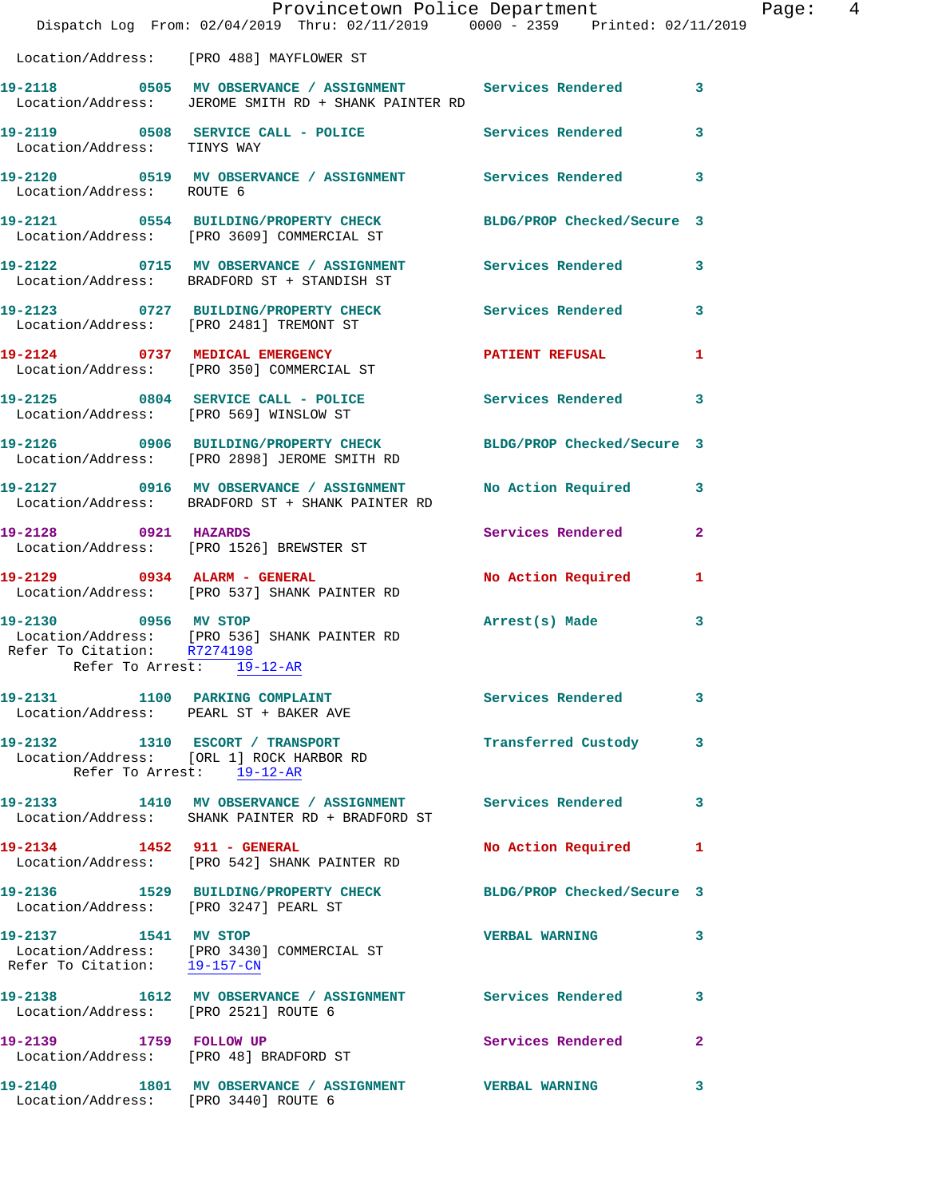Location/Address: [PRO 488] MAYFLOWER ST

**19-2118** 0505 MV OBSERVANCE / ASSIGNMENT Services Rendered 3
Location/Address: JEROME SMITH RD + SHANK PAINTER RD

**19-2119** 0508 SERVICE CALL - POLICE Services Rendered 3
Location/Address: TINYS WAY

**19-2120** 0519 MV OBSERVANCE / ASSIGNMENT Services Rendered 3
Location/Address: ROUTE 6

**19-2121** 0554 BUILDING/PROPERTY CHECK BLDG/PROP Checked/Secure 3
Location/Address: [PRO 3609] COMMERCIAL ST

**19-2122** 0715 MV OBSERVANCE / ASSIGNMENT Services Rendered 3
Location/Address: BRADFORD ST + STANDISH ST

**19-2123** 0727 BUILDING/PROPERTY CHECK Services Rendered 3
Location/Address: [PRO 2481] TREMONT ST

**19-2124** 0737 MEDICAL EMERGENCY PATIENT REFUSAL 1
Location/Address: [PRO 350] COMMERCIAL ST

**19-2125** 0804 SERVICE CALL - POLICE Services Rendered 3
Location/Address: [PRO 569] WINSLOW ST

**19-2126** 0906 BUILDING/PROPERTY CHECK BLDG/PROP Checked/Secure 3
Location/Address: [PRO 2898] JEROME SMITH RD

**19-2127** 0916 MV OBSERVANCE / ASSIGNMENT No Action Required 3
Location/Address: BRADFORD ST + SHANK PAINTER RD

**19-2128** 0921 HAZARDS Services Rendered 2
Location/Address: [PRO 1526] BREWSTER ST

**19-2129** 0934 ALARM - GENERAL No Action Required 1
Location/Address: [PRO 537] SHANK PAINTER RD

**19-2130** 0956 MV STOP Arrest(s) Made 3
Location/Address: [PRO 536] SHANK PAINTER RD
Refer To Citation: R7274198
Refer To Arrest: 19-12-AR

**19-2131** 1100 PARKING COMPLAINT Services Rendered 3
Location/Address: PEARL ST + BAKER AVE

**19-2132** 1310 ESCORT / TRANSPORT Transferred Custody 3
Location/Address: [ORL 1] ROCK HARBOR RD
Refer To Arrest: 19-12-AR

**19-2133** 1410 MV OBSERVANCE / ASSIGNMENT Services Rendered 3
Location/Address: SHANK PAINTER RD + BRADFORD ST

**19-2134** 1452 911 - GENERAL No Action Required 1
Location/Address: [PRO 542] SHANK PAINTER RD

**19-2136** 1529 BUILDING/PROPERTY CHECK BLDG/PROP Checked/Secure 3
Location/Address: [PRO 3247] PEARL ST

**19-2137** 1541 MV STOP VERBAL WARNING 3
Location/Address: [PRO 3430] COMMERCIAL ST
Refer To Citation: 19-157-CN

**19-2138** 1612 MV OBSERVANCE / ASSIGNMENT Services Rendered 3
Location/Address: [PRO 2521] ROUTE 6

**19-2139** 1759 FOLLOW UP Services Rendered 2
Location/Address: [PRO 48] BRADFORD ST

**19-2140** 1801 MV OBSERVANCE / ASSIGNMENT VERBAL WARNING 3
Location/Address: [PRO 3440] ROUTE 6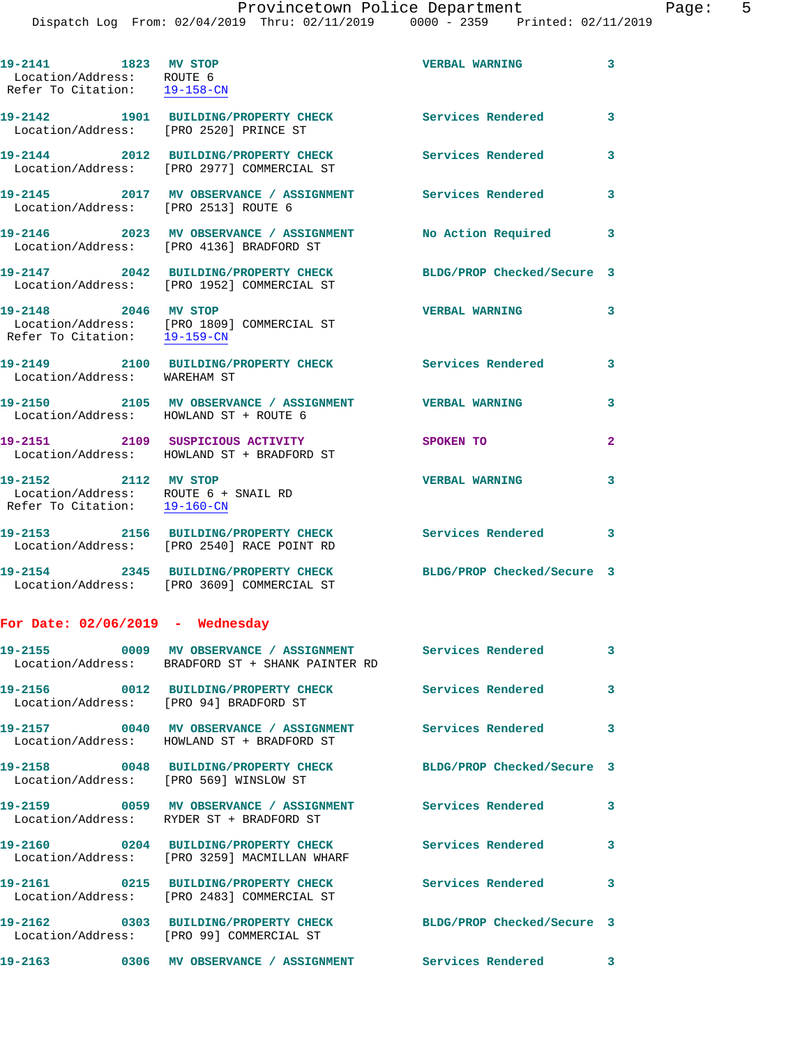19-2141 1823 MV STOP VERBAL WARNING 3
Location/Address: ROUTE 6
Refer To Citation: 19-158-CN

19-2142 1901 BUILDING/PROPERTY CHECK Services Rendered 3
Location/Address: [PRO 2520] PRINCE ST

19-2144 2012 BUILDING/PROPERTY CHECK Services Rendered 3
Location/Address: [PRO 2977] COMMERCIAL ST

19-2145 2017 MV OBSERVANCE / ASSIGNMENT Services Rendered 3
Location/Address: [PRO 2513] ROUTE 6

19-2146 2023 MV OBSERVANCE / ASSIGNMENT No Action Required 3
Location/Address: [PRO 4136] BRADFORD ST

19-2147 2042 BUILDING/PROPERTY CHECK BLDG/PROP Checked/Secure 3
Location/Address: [PRO 1952] COMMERCIAL ST

19-2148 2046 MV STOP VERBAL WARNING 3
Location/Address: [PRO 1809] COMMERCIAL ST
Refer To Citation: 19-159-CN

19-2149 2100 BUILDING/PROPERTY CHECK Services Rendered 3
Location/Address: WAREHAM ST

19-2150 2105 MV OBSERVANCE / ASSIGNMENT VERBAL WARNING 3
Location/Address: HOWLAND ST + ROUTE 6

19-2151 2109 SUSPICIOUS ACTIVITY SPOKEN TO 2
Location/Address: HOWLAND ST + BRADFORD ST

19-2152 2112 MV STOP VERBAL WARNING 3
Location/Address: ROUTE 6 + SNAIL RD
Refer To Citation: 19-160-CN

19-2153 2156 BUILDING/PROPERTY CHECK Services Rendered 3
Location/Address: [PRO 2540] RACE POINT RD

19-2154 2345 BUILDING/PROPERTY CHECK BLDG/PROP Checked/Secure 3
Location/Address: [PRO 3609] COMMERCIAL ST

## For Date: 02/06/2019 - Wednesday

19-2155 0009 MV OBSERVANCE / ASSIGNMENT Services Rendered 3
Location/Address: BRADFORD ST + SHANK PAINTER RD

19-2156 0012 BUILDING/PROPERTY CHECK Services Rendered 3
Location/Address: [PRO 94] BRADFORD ST

19-2157 0040 MV OBSERVANCE / ASSIGNMENT Services Rendered 3
Location/Address: HOWLAND ST + BRADFORD ST

19-2158 0048 BUILDING/PROPERTY CHECK BLDG/PROP Checked/Secure 3
Location/Address: [PRO 569] WINSLOW ST

19-2159 0059 MV OBSERVANCE / ASSIGNMENT Services Rendered 3
Location/Address: RYDER ST + BRADFORD ST

19-2160 0204 BUILDING/PROPERTY CHECK Services Rendered 3
Location/Address: [PRO 3259] MACMILLAN WHARF

19-2161 0215 BUILDING/PROPERTY CHECK Services Rendered 3
Location/Address: [PRO 2483] COMMERCIAL ST

19-2162 0303 BUILDING/PROPERTY CHECK BLDG/PROP Checked/Secure 3
Location/Address: [PRO 99] COMMERCIAL ST

19-2163 0306 MV OBSERVANCE / ASSIGNMENT Services Rendered 3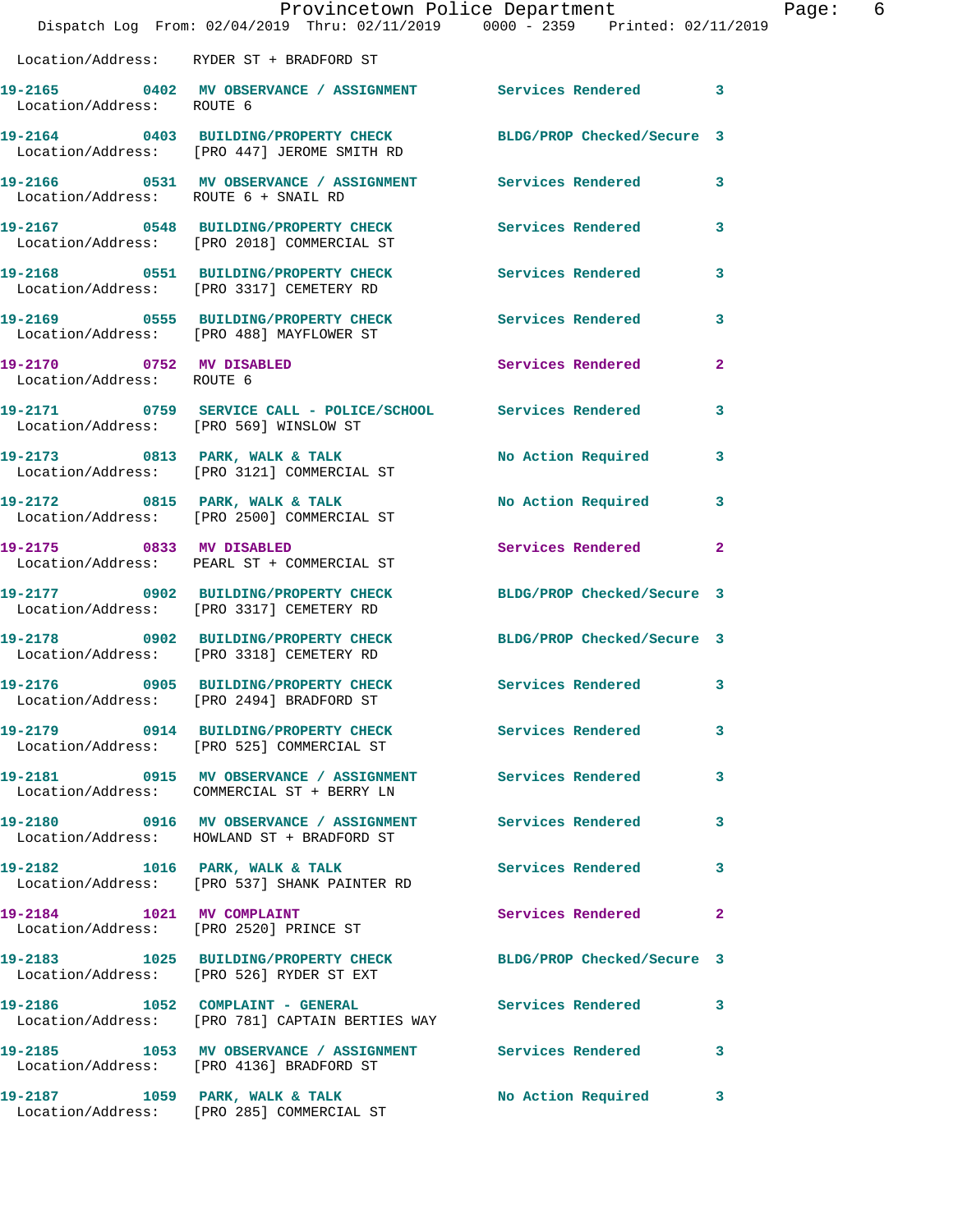Location/Address: RYDER ST + BRADFORD ST

| Call # | Time | Call Type | Disposition | Priority |
|---|---|---|---|---|
| 19-2165 | 0402 | MV OBSERVANCE / ASSIGNMENT | Services Rendered | 3 |
| | | Location/Address: ROUTE 6 | | |
| 19-2164 | 0403 | BUILDING/PROPERTY CHECK | BLDG/PROP Checked/Secure | 3 |
| | | Location/Address: [PRO 447] JEROME SMITH RD | | |
| 19-2166 | 0531 | MV OBSERVANCE / ASSIGNMENT | Services Rendered | 3 |
| | | Location/Address: ROUTE 6 + SNAIL RD | | |
| 19-2167 | 0548 | BUILDING/PROPERTY CHECK | Services Rendered | 3 |
| | | Location/Address: [PRO 2018] COMMERCIAL ST | | |
| 19-2168 | 0551 | BUILDING/PROPERTY CHECK | Services Rendered | 3 |
| | | Location/Address: [PRO 3317] CEMETERY RD | | |
| 19-2169 | 0555 | BUILDING/PROPERTY CHECK | Services Rendered | 3 |
| | | Location/Address: [PRO 488] MAYFLOWER ST | | |
| 19-2170 | 0752 | MV DISABLED | Services Rendered | 2 |
| | | Location/Address: ROUTE 6 | | |
| 19-2171 | 0759 | SERVICE CALL - POLICE/SCHOOL | Services Rendered | 3 |
| | | Location/Address: [PRO 569] WINSLOW ST | | |
| 19-2173 | 0813 | PARK, WALK & TALK | No Action Required | 3 |
| | | Location/Address: [PRO 3121] COMMERCIAL ST | | |
| 19-2172 | 0815 | PARK, WALK & TALK | No Action Required | 3 |
| | | Location/Address: [PRO 2500] COMMERCIAL ST | | |
| 19-2175 | 0833 | MV DISABLED | Services Rendered | 2 |
| | | Location/Address: PEARL ST + COMMERCIAL ST | | |
| 19-2177 | 0902 | BUILDING/PROPERTY CHECK | BLDG/PROP Checked/Secure | 3 |
| | | Location/Address: [PRO 3317] CEMETERY RD | | |
| 19-2178 | 0902 | BUILDING/PROPERTY CHECK | BLDG/PROP Checked/Secure | 3 |
| | | Location/Address: [PRO 3318] CEMETERY RD | | |
| 19-2176 | 0905 | BUILDING/PROPERTY CHECK | Services Rendered | 3 |
| | | Location/Address: [PRO 2494] BRADFORD ST | | |
| 19-2179 | 0914 | BUILDING/PROPERTY CHECK | Services Rendered | 3 |
| | | Location/Address: [PRO 525] COMMERCIAL ST | | |
| 19-2181 | 0915 | MV OBSERVANCE / ASSIGNMENT | Services Rendered | 3 |
| | | Location/Address: COMMERCIAL ST + BERRY LN | | |
| 19-2180 | 0916 | MV OBSERVANCE / ASSIGNMENT | Services Rendered | 3 |
| | | Location/Address: HOWLAND ST + BRADFORD ST | | |
| 19-2182 | 1016 | PARK, WALK & TALK | Services Rendered | 3 |
| | | Location/Address: [PRO 537] SHANK PAINTER RD | | |
| 19-2184 | 1021 | MV COMPLAINT | Services Rendered | 2 |
| | | Location/Address: [PRO 2520] PRINCE ST | | |
| 19-2183 | 1025 | BUILDING/PROPERTY CHECK | BLDG/PROP Checked/Secure | 3 |
| | | Location/Address: [PRO 526] RYDER ST EXT | | |
| 19-2186 | 1052 | COMPLAINT - GENERAL | Services Rendered | 3 |
| | | Location/Address: [PRO 781] CAPTAIN BERTIES WAY | | |
| 19-2185 | 1053 | MV OBSERVANCE / ASSIGNMENT | Services Rendered | 3 |
| | | Location/Address: [PRO 4136] BRADFORD ST | | |
| 19-2187 | 1059 | PARK, WALK & TALK | No Action Required | 3 |
| | | Location/Address: [PRO 285] COMMERCIAL ST | | |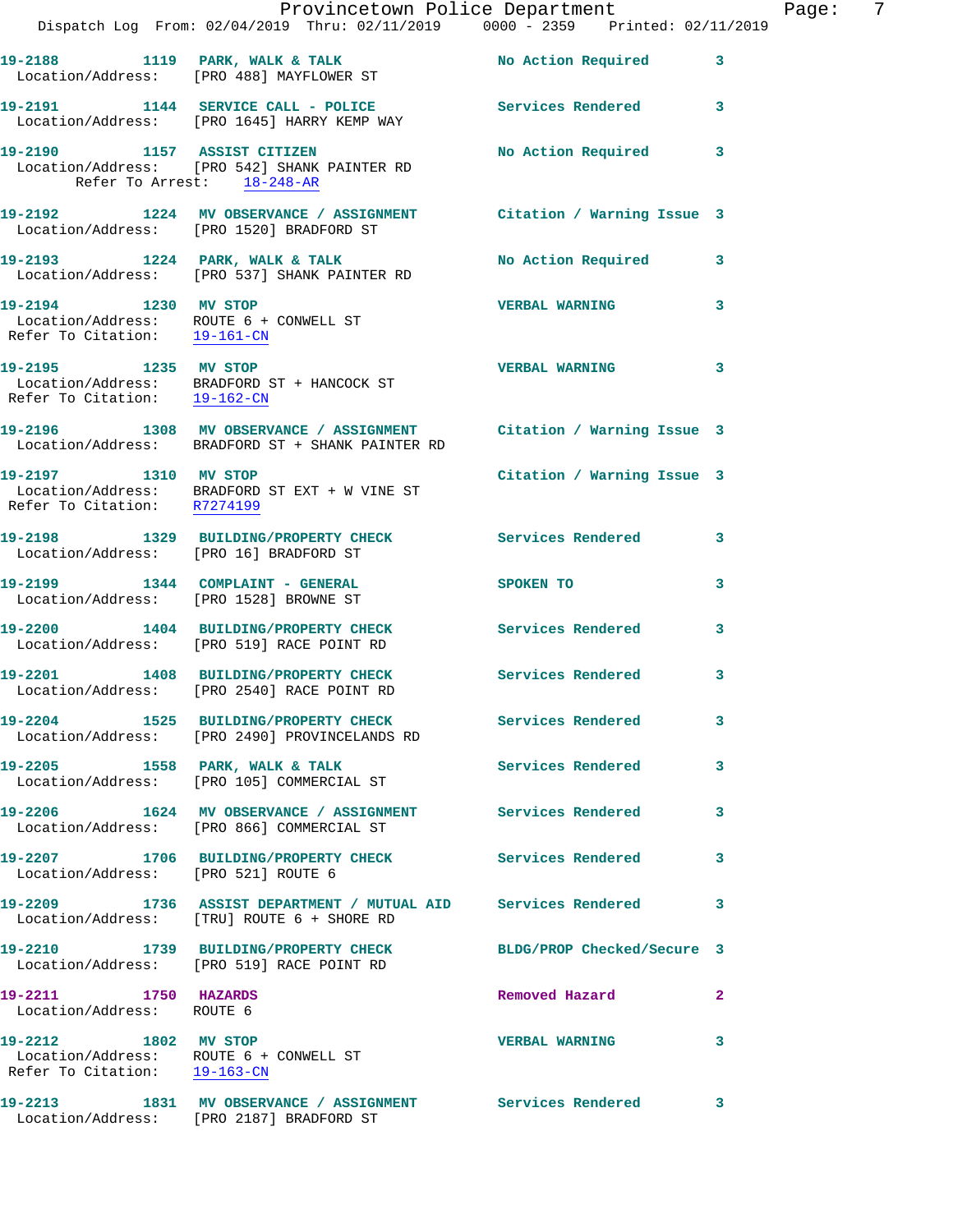**19-2188** 1119 **PARK, WALK & TALK** No Action Required 3
Location/Address: [PRO 488] MAYFLOWER ST

**19-2191** 1144 **SERVICE CALL - POLICE** Services Rendered 3
Location/Address: [PRO 1645] HARRY KEMP WAY

**19-2190** 1157 **ASSIST CITIZEN** No Action Required 3
Location/Address: [PRO 542] SHANK PAINTER RD
Refer To Arrest: 18-248-AR

**19-2192** 1224 **MV OBSERVANCE / ASSIGNMENT** Citation / Warning Issue 3
Location/Address: [PRO 1520] BRADFORD ST

**19-2193** 1224 **PARK, WALK & TALK** No Action Required 3
Location/Address: [PRO 537] SHANK PAINTER RD

**19-2194** 1230 **MV STOP** VERBAL WARNING 3
Location/Address: ROUTE 6 + CONWELL ST
Refer To Citation: 19-161-CN

**19-2195** 1235 **MV STOP** VERBAL WARNING 3
Location/Address: BRADFORD ST + HANCOCK ST
Refer To Citation: 19-162-CN

**19-2196** 1308 **MV OBSERVANCE / ASSIGNMENT** Citation / Warning Issue 3
Location/Address: BRADFORD ST + SHANK PAINTER RD

**19-2197** 1310 **MV STOP** Citation / Warning Issue 3
Location/Address: BRADFORD ST EXT + W VINE ST
Refer To Citation: R7274199

**19-2198** 1329 **BUILDING/PROPERTY CHECK** Services Rendered 3
Location/Address: [PRO 16] BRADFORD ST

**19-2199** 1344 **COMPLAINT - GENERAL** SPOKEN TO 3
Location/Address: [PRO 1528] BROWNE ST

**19-2200** 1404 **BUILDING/PROPERTY CHECK** Services Rendered 3
Location/Address: [PRO 519] RACE POINT RD

**19-2201** 1408 **BUILDING/PROPERTY CHECK** Services Rendered 3
Location/Address: [PRO 2540] RACE POINT RD

**19-2204** 1525 **BUILDING/PROPERTY CHECK** Services Rendered 3
Location/Address: [PRO 2490] PROVINCELANDS RD

**19-2205** 1558 **PARK, WALK & TALK** Services Rendered 3
Location/Address: [PRO 105] COMMERCIAL ST

**19-2206** 1624 **MV OBSERVANCE / ASSIGNMENT** Services Rendered 3
Location/Address: [PRO 866] COMMERCIAL ST

**19-2207** 1706 **BUILDING/PROPERTY CHECK** Services Rendered 3
Location/Address: [PRO 521] ROUTE 6

**19-2209** 1736 **ASSIST DEPARTMENT / MUTUAL AID** Services Rendered 3
Location/Address: [TRU] ROUTE 6 + SHORE RD

**19-2210** 1739 **BUILDING/PROPERTY CHECK** BLDG/PROP Checked/Secure 3
Location/Address: [PRO 519] RACE POINT RD

**19-2211** 1750 **HAZARDS** Removed Hazard 2
Location/Address: ROUTE 6

**19-2212** 1802 **MV STOP** VERBAL WARNING 3
Location/Address: ROUTE 6 + CONWELL ST
Refer To Citation: 19-163-CN

**19-2213** 1831 **MV OBSERVANCE / ASSIGNMENT** Services Rendered 3
Location/Address: [PRO 2187] BRADFORD ST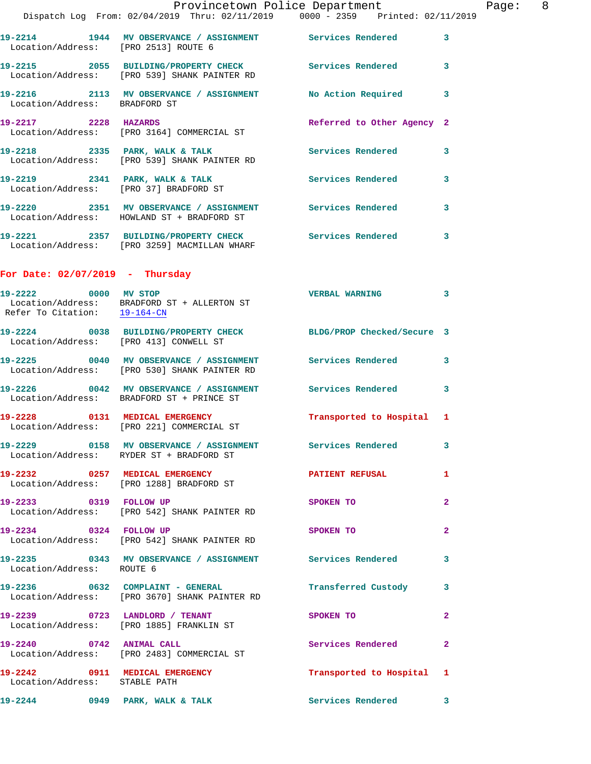19-2214 1944 MV OBSERVANCE / ASSIGNMENT Services Rendered 3
Location/Address: [PRO 2513] ROUTE 6

19-2215 2055 BUILDING/PROPERTY CHECK Services Rendered 3
Location/Address: [PRO 539] SHANK PAINTER RD

19-2216 2113 MV OBSERVANCE / ASSIGNMENT No Action Required 3
Location/Address: BRADFORD ST

19-2217 2228 HAZARDS Referred to Other Agency 2
Location/Address: [PRO 3164] COMMERCIAL ST

19-2218 2335 PARK, WALK & TALK Services Rendered 3
Location/Address: [PRO 539] SHANK PAINTER RD

19-2219 2341 PARK, WALK & TALK Services Rendered 3
Location/Address: [PRO 37] BRADFORD ST

19-2220 2351 MV OBSERVANCE / ASSIGNMENT Services Rendered 3
Location/Address: HOWLAND ST + BRADFORD ST

19-2221 2357 BUILDING/PROPERTY CHECK Services Rendered 3
Location/Address: [PRO 3259] MACMILLAN WHARF

## For Date: 02/07/2019 - Thursday

19-2222 0000 MV STOP VERBAL WARNING 3
Location/Address: BRADFORD ST + ALLERTON ST
Refer To Citation: 19-164-CN

19-2224 0038 BUILDING/PROPERTY CHECK BLDG/PROP Checked/Secure 3
Location/Address: [PRO 413] CONWELL ST

19-2225 0040 MV OBSERVANCE / ASSIGNMENT Services Rendered 3
Location/Address: [PRO 530] SHANK PAINTER RD

19-2226 0042 MV OBSERVANCE / ASSIGNMENT Services Rendered 3
Location/Address: BRADFORD ST + PRINCE ST

19-2228 0131 MEDICAL EMERGENCY Transported to Hospital 1
Location/Address: [PRO 221] COMMERCIAL ST

19-2229 0158 MV OBSERVANCE / ASSIGNMENT Services Rendered 3
Location/Address: RYDER ST + BRADFORD ST

19-2232 0257 MEDICAL EMERGENCY PATIENT REFUSAL 1
Location/Address: [PRO 1288] BRADFORD ST

19-2233 0319 FOLLOW UP SPOKEN TO 2
Location/Address: [PRO 542] SHANK PAINTER RD

19-2234 0324 FOLLOW UP SPOKEN TO 2
Location/Address: [PRO 542] SHANK PAINTER RD

19-2235 0343 MV OBSERVANCE / ASSIGNMENT Services Rendered 3
Location/Address: ROUTE 6

19-2236 0632 COMPLAINT - GENERAL Transferred Custody 3
Location/Address: [PRO 3670] SHANK PAINTER RD

19-2239 0723 LANDLORD / TENANT SPOKEN TO 2
Location/Address: [PRO 1885] FRANKLIN ST

19-2240 0742 ANIMAL CALL Services Rendered 2
Location/Address: [PRO 2483] COMMERCIAL ST

19-2242 0911 MEDICAL EMERGENCY Transported to Hospital 1
Location/Address: STABLE PATH

19-2244 0949 PARK, WALK & TALK Services Rendered 3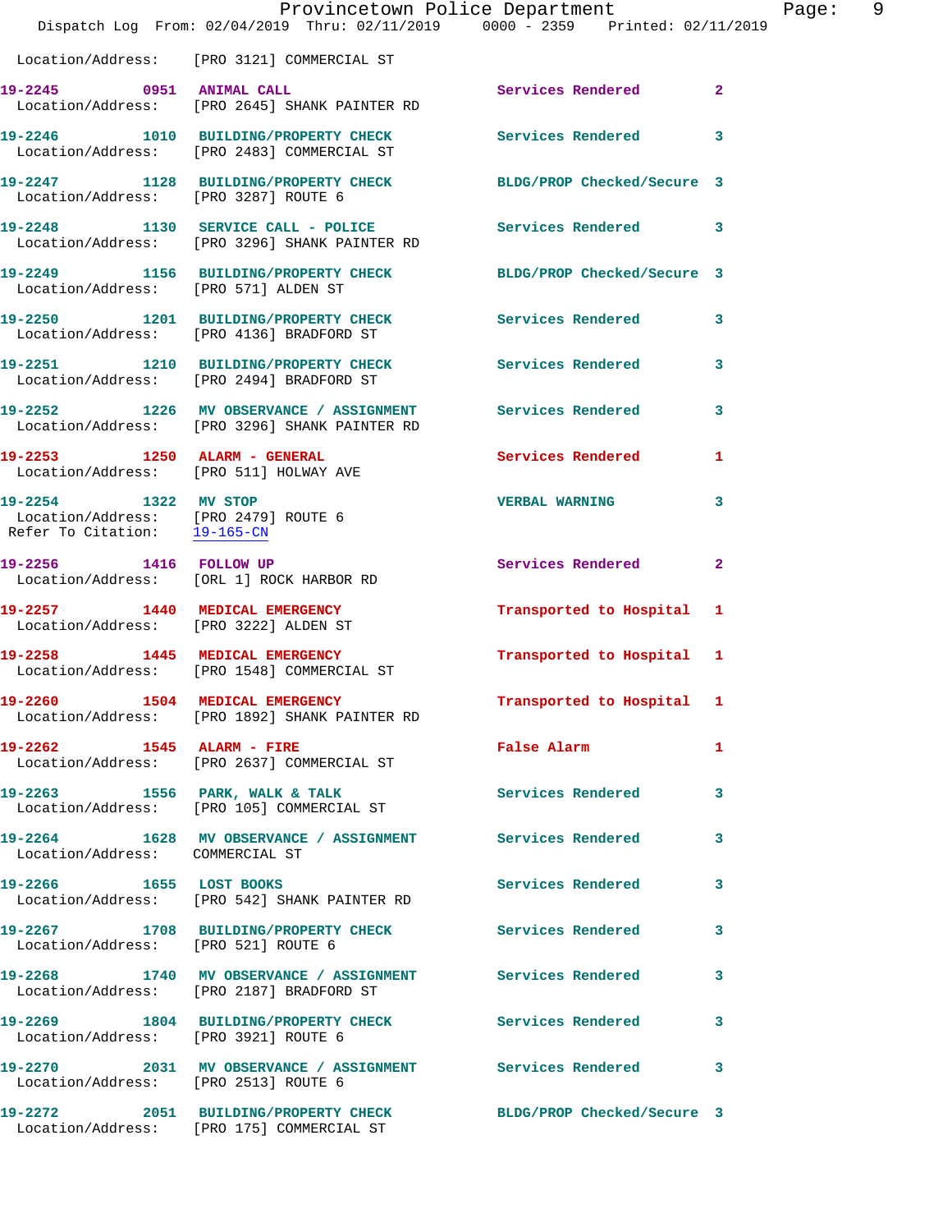Location/Address: [PRO 3121] COMMERCIAL ST

| Call # | Time | Call Type | Disposition | Priority |
|---|---|---|---|---|
| 19-2245 | 0951 | ANIMAL CALL | Services Rendered | 2 |
| | | Location/Address: [PRO 2645] SHANK PAINTER RD | | |
| 19-2246 | 1010 | BUILDING/PROPERTY CHECK | Services Rendered | 3 |
| | | Location/Address: [PRO 2483] COMMERCIAL ST | | |
| 19-2247 | 1128 | BUILDING/PROPERTY CHECK | BLDG/PROP Checked/Secure | 3 |
| | | Location/Address: [PRO 3287] ROUTE 6 | | |
| 19-2248 | 1130 | SERVICE CALL - POLICE | Services Rendered | 3 |
| | | Location/Address: [PRO 3296] SHANK PAINTER RD | | |
| 19-2249 | 1156 | BUILDING/PROPERTY CHECK | BLDG/PROP Checked/Secure | 3 |
| | | Location/Address: [PRO 571] ALDEN ST | | |
| 19-2250 | 1201 | BUILDING/PROPERTY CHECK | Services Rendered | 3 |
| | | Location/Address: [PRO 4136] BRADFORD ST | | |
| 19-2251 | 1210 | BUILDING/PROPERTY CHECK | Services Rendered | 3 |
| | | Location/Address: [PRO 2494] BRADFORD ST | | |
| 19-2252 | 1226 | MV OBSERVANCE / ASSIGNMENT | Services Rendered | 3 |
| | | Location/Address: [PRO 3296] SHANK PAINTER RD | | |
| 19-2253 | 1250 | ALARM - GENERAL | Services Rendered | 1 |
| | | Location/Address: [PRO 511] HOLWAY AVE | | |
| 19-2254 | 1322 | MV STOP | VERBAL WARNING | 3 |
| | | Location/Address: [PRO 2479] ROUTE 6 | | |
| | | Refer To Citation: 19-165-CN | | |
| 19-2256 | 1416 | FOLLOW UP | Services Rendered | 2 |
| | | Location/Address: [ORL 1] ROCK HARBOR RD | | |
| 19-2257 | 1440 | MEDICAL EMERGENCY | Transported to Hospital | 1 |
| | | Location/Address: [PRO 3222] ALDEN ST | | |
| 19-2258 | 1445 | MEDICAL EMERGENCY | Transported to Hospital | 1 |
| | | Location/Address: [PRO 1548] COMMERCIAL ST | | |
| 19-2260 | 1504 | MEDICAL EMERGENCY | Transported to Hospital | 1 |
| | | Location/Address: [PRO 1892] SHANK PAINTER RD | | |
| 19-2262 | 1545 | ALARM - FIRE | False Alarm | 1 |
| | | Location/Address: [PRO 2637] COMMERCIAL ST | | |
| 19-2263 | 1556 | PARK, WALK & TALK | Services Rendered | 3 |
| | | Location/Address: [PRO 105] COMMERCIAL ST | | |
| 19-2264 | 1628 | MV OBSERVANCE / ASSIGNMENT | Services Rendered | 3 |
| | | Location/Address: COMMERCIAL ST | | |
| 19-2266 | 1655 | LOST BOOKS | Services Rendered | 3 |
| | | Location/Address: [PRO 542] SHANK PAINTER RD | | |
| 19-2267 | 1708 | BUILDING/PROPERTY CHECK | Services Rendered | 3 |
| | | Location/Address: [PRO 521] ROUTE 6 | | |
| 19-2268 | 1740 | MV OBSERVANCE / ASSIGNMENT | Services Rendered | 3 |
| | | Location/Address: [PRO 2187] BRADFORD ST | | |
| 19-2269 | 1804 | BUILDING/PROPERTY CHECK | Services Rendered | 3 |
| | | Location/Address: [PRO 3921] ROUTE 6 | | |
| 19-2270 | 2031 | MV OBSERVANCE / ASSIGNMENT | Services Rendered | 3 |
| | | Location/Address: [PRO 2513] ROUTE 6 | | |
| 19-2272 | 2051 | BUILDING/PROPERTY CHECK | BLDG/PROP Checked/Secure | 3 |
| | | Location/Address: [PRO 175] COMMERCIAL ST | | |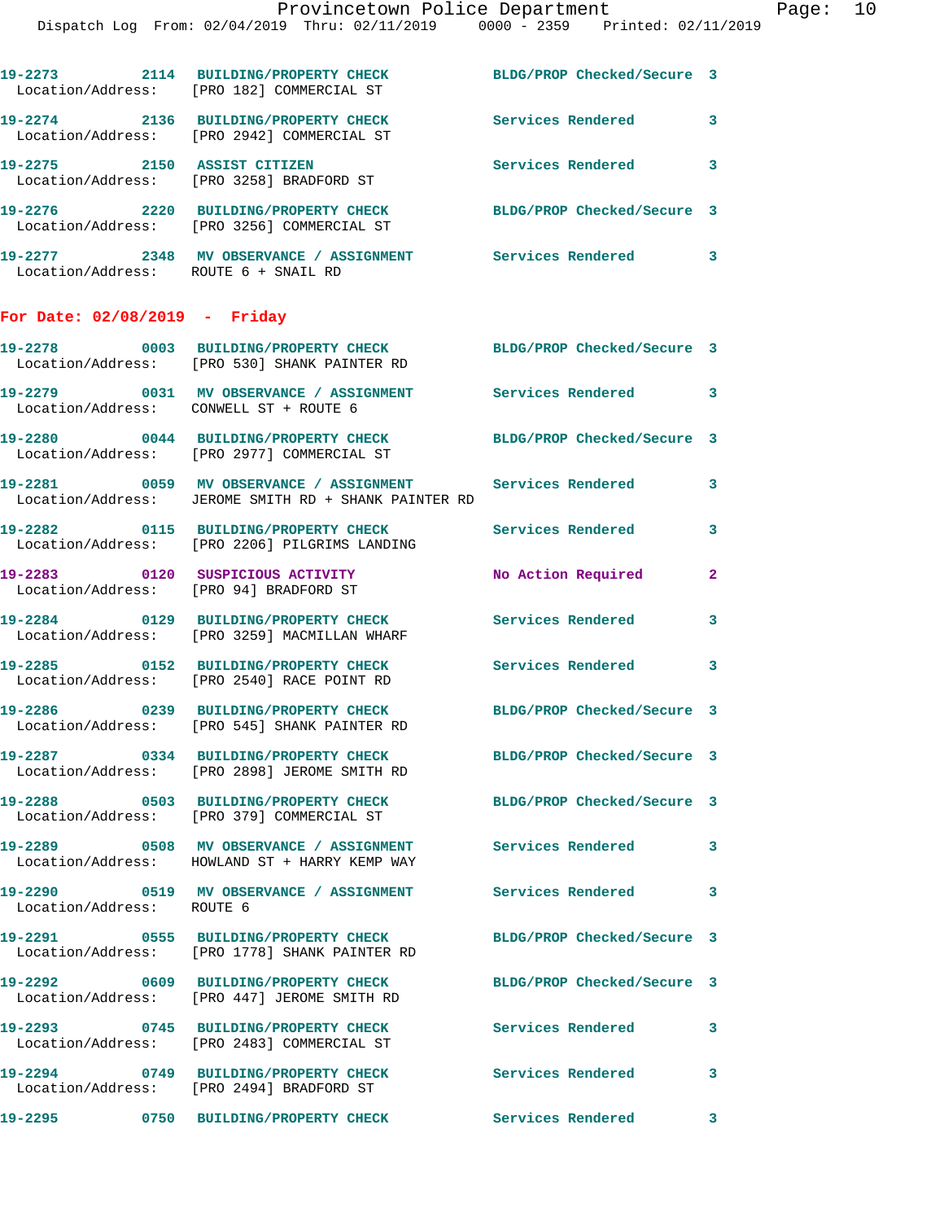19-2273 2114 BUILDING/PROPERTY CHECK BLDG/PROP Checked/Secure 3
Location/Address: [PRO 182] COMMERCIAL ST

19-2274 2136 BUILDING/PROPERTY CHECK Services Rendered 3
Location/Address: [PRO 2942] COMMERCIAL ST

19-2275 2150 ASSIST CITIZEN Services Rendered 3
Location/Address: [PRO 3258] BRADFORD ST

19-2276 2220 BUILDING/PROPERTY CHECK BLDG/PROP Checked/Secure 3
Location/Address: [PRO 3256] COMMERCIAL ST

19-2277 2348 MV OBSERVANCE / ASSIGNMENT Services Rendered 3
Location/Address: ROUTE 6 + SNAIL RD

**For Date: 02/08/2019 - Friday**

19-2278 0003 BUILDING/PROPERTY CHECK BLDG/PROP Checked/Secure 3
Location/Address: [PRO 530] SHANK PAINTER RD

19-2279 0031 MV OBSERVANCE / ASSIGNMENT Services Rendered 3
Location/Address: CONWELL ST + ROUTE 6

19-2280 0044 BUILDING/PROPERTY CHECK BLDG/PROP Checked/Secure 3
Location/Address: [PRO 2977] COMMERCIAL ST

19-2281 0059 MV OBSERVANCE / ASSIGNMENT Services Rendered 3
Location/Address: JEROME SMITH RD + SHANK PAINTER RD

19-2282 0115 BUILDING/PROPERTY CHECK Services Rendered 3
Location/Address: [PRO 2206] PILGRIMS LANDING

19-2283 0120 SUSPICIOUS ACTIVITY No Action Required 2
Location/Address: [PRO 94] BRADFORD ST

19-2284 0129 BUILDING/PROPERTY CHECK Services Rendered 3
Location/Address: [PRO 3259] MACMILLAN WHARF

19-2285 0152 BUILDING/PROPERTY CHECK Services Rendered 3
Location/Address: [PRO 2540] RACE POINT RD

19-2286 0239 BUILDING/PROPERTY CHECK BLDG/PROP Checked/Secure 3
Location/Address: [PRO 545] SHANK PAINTER RD

19-2287 0334 BUILDING/PROPERTY CHECK BLDG/PROP Checked/Secure 3
Location/Address: [PRO 2898] JEROME SMITH RD

19-2288 0503 BUILDING/PROPERTY CHECK BLDG/PROP Checked/Secure 3
Location/Address: [PRO 379] COMMERCIAL ST

19-2289 0508 MV OBSERVANCE / ASSIGNMENT Services Rendered 3
Location/Address: HOWLAND ST + HARRY KEMP WAY

19-2290 0519 MV OBSERVANCE / ASSIGNMENT Services Rendered 3
Location/Address: ROUTE 6

19-2291 0555 BUILDING/PROPERTY CHECK BLDG/PROP Checked/Secure 3
Location/Address: [PRO 1778] SHANK PAINTER RD

19-2292 0609 BUILDING/PROPERTY CHECK BLDG/PROP Checked/Secure 3
Location/Address: [PRO 447] JEROME SMITH RD

19-2293 0745 BUILDING/PROPERTY CHECK Services Rendered 3
Location/Address: [PRO 2483] COMMERCIAL ST

19-2294 0749 BUILDING/PROPERTY CHECK Services Rendered 3
Location/Address: [PRO 2494] BRADFORD ST

19-2295 0750 BUILDING/PROPERTY CHECK Services Rendered 3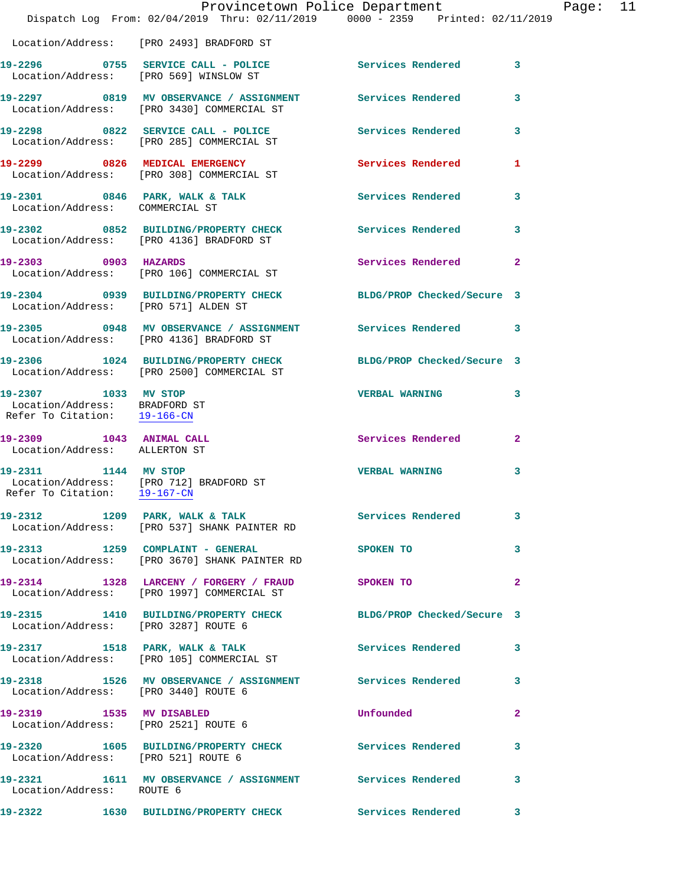Location/Address: [PRO 2493] BRADFORD ST

**19-2296** 0755 **SERVICE CALL - POLICE** Services Rendered 3
Location/Address: [PRO 569] WINSLOW ST

**19-2297** 0819 **MV OBSERVANCE / ASSIGNMENT** Services Rendered 3
Location/Address: [PRO 3430] COMMERCIAL ST

**19-2298** 0822 **SERVICE CALL - POLICE** Services Rendered 3
Location/Address: [PRO 285] COMMERCIAL ST

**19-2299** 0826 **MEDICAL EMERGENCY** Services Rendered 1
Location/Address: [PRO 308] COMMERCIAL ST

**19-2301** 0846 **PARK, WALK & TALK** Services Rendered 3
Location/Address: COMMERCIAL ST

**19-2302** 0852 **BUILDING/PROPERTY CHECK** Services Rendered 3
Location/Address: [PRO 4136] BRADFORD ST

**19-2303** 0903 **HAZARDS** Services Rendered 2
Location/Address: [PRO 106] COMMERCIAL ST

**19-2304** 0939 **BUILDING/PROPERTY CHECK** BLDG/PROP Checked/Secure 3
Location/Address: [PRO 571] ALDEN ST

**19-2305** 0948 **MV OBSERVANCE / ASSIGNMENT** Services Rendered 3
Location/Address: [PRO 4136] BRADFORD ST

**19-2306** 1024 **BUILDING/PROPERTY CHECK** BLDG/PROP Checked/Secure 3
Location/Address: [PRO 2500] COMMERCIAL ST

**19-2307** 1033 **MV STOP** VERBAL WARNING 3
Location/Address: BRADFORD ST
Refer To Citation: 19-166-CN

**19-2309** 1043 **ANIMAL CALL** Services Rendered 2
Location/Address: ALLERTON ST

**19-2311** 1144 **MV STOP** VERBAL WARNING 3
Location/Address: [PRO 712] BRADFORD ST
Refer To Citation: 19-167-CN

**19-2312** 1209 **PARK, WALK & TALK** Services Rendered 3
Location/Address: [PRO 537] SHANK PAINTER RD

**19-2313** 1259 **COMPLAINT - GENERAL** SPOKEN TO 3
Location/Address: [PRO 3670] SHANK PAINTER RD

**19-2314** 1328 **LARCENY / FORGERY / FRAUD** SPOKEN TO 2
Location/Address: [PRO 1997] COMMERCIAL ST

**19-2315** 1410 **BUILDING/PROPERTY CHECK** BLDG/PROP Checked/Secure 3
Location/Address: [PRO 3287] ROUTE 6

**19-2317** 1518 **PARK, WALK & TALK** Services Rendered 3
Location/Address: [PRO 105] COMMERCIAL ST

**19-2318** 1526 **MV OBSERVANCE / ASSIGNMENT** Services Rendered 3
Location/Address: [PRO 3440] ROUTE 6

**19-2319** 1535 **MV DISABLED** Unfounded 2
Location/Address: [PRO 2521] ROUTE 6

**19-2320** 1605 **BUILDING/PROPERTY CHECK** Services Rendered 3
Location/Address: [PRO 521] ROUTE 6

**19-2321** 1611 **MV OBSERVANCE / ASSIGNMENT** Services Rendered 3
Location/Address: ROUTE 6

**19-2322** 1630 **BUILDING/PROPERTY CHECK** Services Rendered 3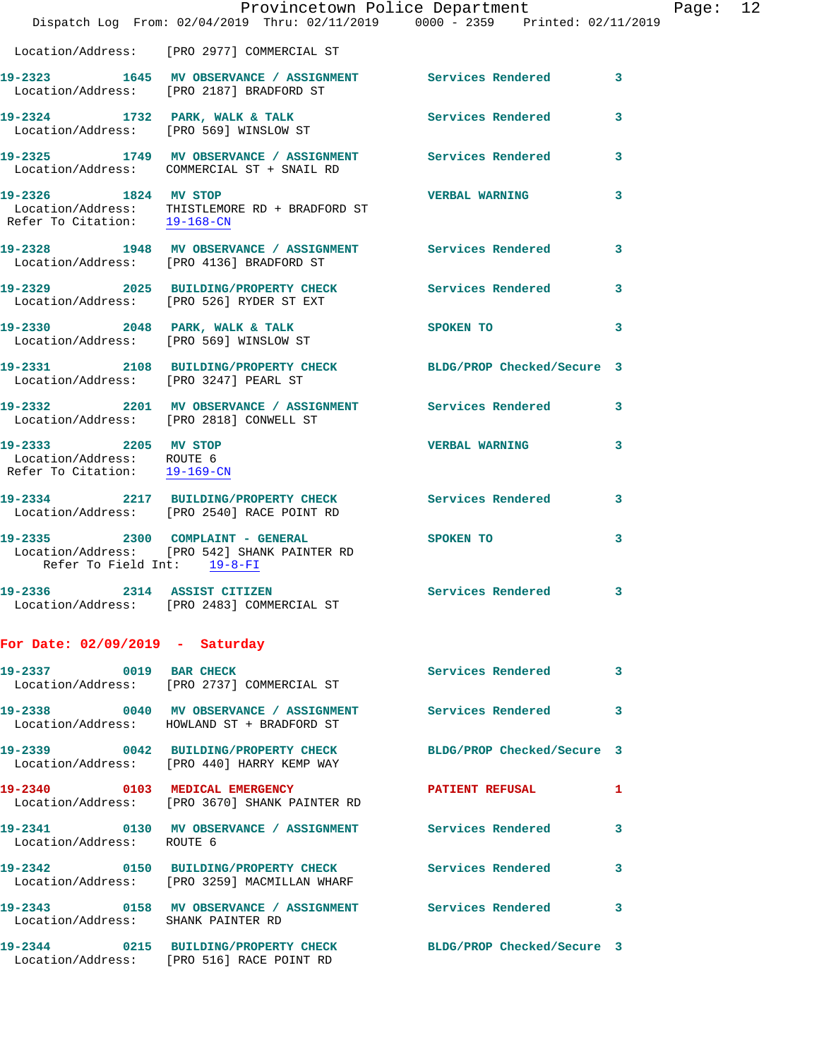Location/Address: [PRO 2977] COMMERCIAL ST

**19-2323** 1645 **MV OBSERVANCE / ASSIGNMENT** Services Rendered 3
Location/Address: [PRO 2187] BRADFORD ST

**19-2324** 1732 **PARK, WALK & TALK** Services Rendered 3
Location/Address: [PRO 569] WINSLOW ST

**19-2325** 1749 **MV OBSERVANCE / ASSIGNMENT** Services Rendered 3
Location/Address: COMMERCIAL ST + SNAIL RD

**19-2326** 1824 **MV STOP** VERBAL WARNING 3
Location/Address: THISTLEMORE RD + BRADFORD ST
Refer To Citation: 19-168-CN

**19-2328** 1948 **MV OBSERVANCE / ASSIGNMENT** Services Rendered 3
Location/Address: [PRO 4136] BRADFORD ST

**19-2329** 2025 **BUILDING/PROPERTY CHECK** Services Rendered 3
Location/Address: [PRO 526] RYDER ST EXT

**19-2330** 2048 **PARK, WALK & TALK** SPOKEN TO 3
Location/Address: [PRO 569] WINSLOW ST

**19-2331** 2108 **BUILDING/PROPERTY CHECK** BLDG/PROP Checked/Secure 3
Location/Address: [PRO 3247] PEARL ST

**19-2332** 2201 **MV OBSERVANCE / ASSIGNMENT** Services Rendered 3
Location/Address: [PRO 2818] CONWELL ST

**19-2333** 2205 **MV STOP** VERBAL WARNING 3
Location/Address: ROUTE 6
Refer To Citation: 19-169-CN

**19-2334** 2217 **BUILDING/PROPERTY CHECK** Services Rendered 3
Location/Address: [PRO 2540] RACE POINT RD

**19-2335** 2300 **COMPLAINT - GENERAL** SPOKEN TO 3
Location/Address: [PRO 542] SHANK PAINTER RD
Refer To Field Int: 19-8-FI

**19-2336** 2314 **ASSIST CITIZEN** Services Rendered 3
Location/Address: [PRO 2483] COMMERCIAL ST

## For Date: 02/09/2019 - Saturday

**19-2337** 0019 **BAR CHECK** Services Rendered 3
Location/Address: [PRO 2737] COMMERCIAL ST

**19-2338** 0040 **MV OBSERVANCE / ASSIGNMENT** Services Rendered 3
Location/Address: HOWLAND ST + BRADFORD ST

**19-2339** 0042 **BUILDING/PROPERTY CHECK** BLDG/PROP Checked/Secure 3
Location/Address: [PRO 440] HARRY KEMP WAY

**19-2340** 0103 **MEDICAL EMERGENCY** PATIENT REFUSAL 1
Location/Address: [PRO 3670] SHANK PAINTER RD

**19-2341** 0130 **MV OBSERVANCE / ASSIGNMENT** Services Rendered 3
Location/Address: ROUTE 6

**19-2342** 0150 **BUILDING/PROPERTY CHECK** Services Rendered 3
Location/Address: [PRO 3259] MACMILLAN WHARF

**19-2343** 0158 **MV OBSERVANCE / ASSIGNMENT** Services Rendered 3
Location/Address: SHANK PAINTER RD

**19-2344** 0215 **BUILDING/PROPERTY CHECK** BLDG/PROP Checked/Secure 3
Location/Address: [PRO 516] RACE POINT RD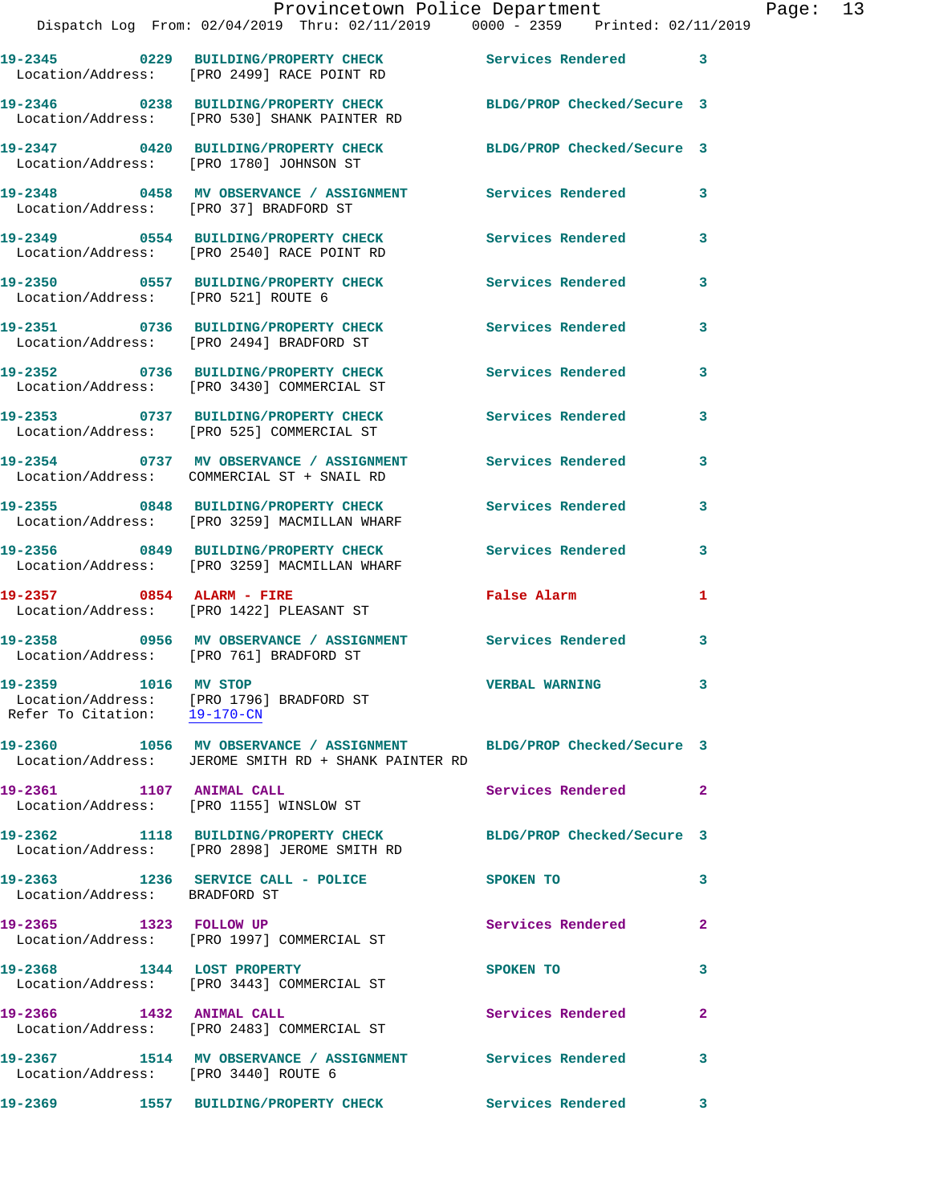19-2345 0229 BUILDING/PROPERTY CHECK Services Rendered 3
Location/Address: [PRO 2499] RACE POINT RD

19-2346 0238 BUILDING/PROPERTY CHECK BLDG/PROP Checked/Secure 3
Location/Address: [PRO 530] SHANK PAINTER RD

19-2347 0420 BUILDING/PROPERTY CHECK BLDG/PROP Checked/Secure 3
Location/Address: [PRO 1780] JOHNSON ST

19-2348 0458 MV OBSERVANCE / ASSIGNMENT Services Rendered 3
Location/Address: [PRO 37] BRADFORD ST

19-2349 0554 BUILDING/PROPERTY CHECK Services Rendered 3
Location/Address: [PRO 2540] RACE POINT RD

19-2350 0557 BUILDING/PROPERTY CHECK Services Rendered 3
Location/Address: [PRO 521] ROUTE 6

19-2351 0736 BUILDING/PROPERTY CHECK Services Rendered 3
Location/Address: [PRO 2494] BRADFORD ST

19-2352 0736 BUILDING/PROPERTY CHECK Services Rendered 3
Location/Address: [PRO 3430] COMMERCIAL ST

19-2353 0737 BUILDING/PROPERTY CHECK Services Rendered 3
Location/Address: [PRO 525] COMMERCIAL ST

19-2354 0737 MV OBSERVANCE / ASSIGNMENT Services Rendered 3
Location/Address: COMMERCIAL ST + SNAIL RD

19-2355 0848 BUILDING/PROPERTY CHECK Services Rendered 3
Location/Address: [PRO 3259] MACMILLAN WHARF

19-2356 0849 BUILDING/PROPERTY CHECK Services Rendered 3
Location/Address: [PRO 3259] MACMILLAN WHARF

19-2357 0854 ALARM - FIRE False Alarm 1
Location/Address: [PRO 1422] PLEASANT ST

19-2358 0956 MV OBSERVANCE / ASSIGNMENT Services Rendered 3
Location/Address: [PRO 761] BRADFORD ST

19-2359 1016 MV STOP VERBAL WARNING 3
Location/Address: [PRO 1796] BRADFORD ST
Refer To Citation: 19-170-CN

19-2360 1056 MV OBSERVANCE / ASSIGNMENT BLDG/PROP Checked/Secure 3
Location/Address: JEROME SMITH RD + SHANK PAINTER RD

19-2361 1107 ANIMAL CALL Services Rendered 2
Location/Address: [PRO 1155] WINSLOW ST

19-2362 1118 BUILDING/PROPERTY CHECK BLDG/PROP Checked/Secure 3
Location/Address: [PRO 2898] JEROME SMITH RD

19-2363 1236 SERVICE CALL - POLICE SPOKEN TO 3
Location/Address: BRADFORD ST

19-2365 1323 FOLLOW UP Services Rendered 2
Location/Address: [PRO 1997] COMMERCIAL ST

19-2368 1344 LOST PROPERTY SPOKEN TO 3
Location/Address: [PRO 3443] COMMERCIAL ST

19-2366 1432 ANIMAL CALL Services Rendered 2
Location/Address: [PRO 2483] COMMERCIAL ST

19-2367 1514 MV OBSERVANCE / ASSIGNMENT Services Rendered 3
Location/Address: [PRO 3440] ROUTE 6

19-2369 1557 BUILDING/PROPERTY CHECK Services Rendered 3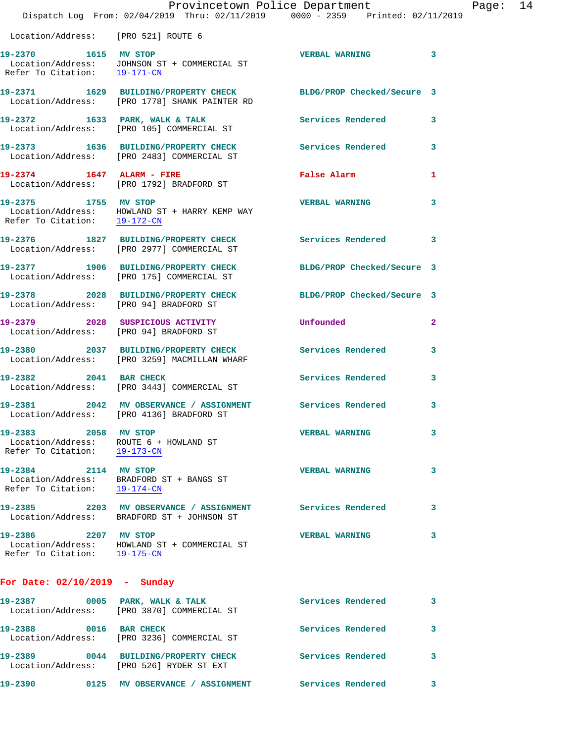Location/Address: [PRO 521] ROUTE 6

**19-2370 1615 MV STOP** VERBAL WARNING 3
Location/Address: JOHNSON ST + COMMERCIAL ST
Refer To Citation: 19-171-CN

**19-2371 1629 BUILDING/PROPERTY CHECK** BLDG/PROP Checked/Secure 3
Location/Address: [PRO 1778] SHANK PAINTER RD

**19-2372 1633 PARK, WALK & TALK** Services Rendered 3
Location/Address: [PRO 105] COMMERCIAL ST

**19-2373 1636 BUILDING/PROPERTY CHECK** Services Rendered 3
Location/Address: [PRO 2483] COMMERCIAL ST

**19-2374 1647 ALARM - FIRE** False Alarm 1
Location/Address: [PRO 1792] BRADFORD ST

**19-2375 1755 MV STOP** VERBAL WARNING 3
Location/Address: HOWLAND ST + HARRY KEMP WAY
Refer To Citation: 19-172-CN

**19-2376 1827 BUILDING/PROPERTY CHECK** Services Rendered 3
Location/Address: [PRO 2977] COMMERCIAL ST

**19-2377 1906 BUILDING/PROPERTY CHECK** BLDG/PROP Checked/Secure 3
Location/Address: [PRO 175] COMMERCIAL ST

**19-2378 2028 BUILDING/PROPERTY CHECK** BLDG/PROP Checked/Secure 3
Location/Address: [PRO 94] BRADFORD ST

**19-2379 2028 SUSPICIOUS ACTIVITY** Unfounded 2
Location/Address: [PRO 94] BRADFORD ST

**19-2380 2037 BUILDING/PROPERTY CHECK** Services Rendered 3
Location/Address: [PRO 3259] MACMILLAN WHARF

**19-2382 2041 BAR CHECK** Services Rendered 3
Location/Address: [PRO 3443] COMMERCIAL ST

**19-2381 2042 MV OBSERVANCE / ASSIGNMENT** Services Rendered 3
Location/Address: [PRO 4136] BRADFORD ST

**19-2383 2058 MV STOP** VERBAL WARNING 3
Location/Address: ROUTE 6 + HOWLAND ST
Refer To Citation: 19-173-CN

**19-2384 2114 MV STOP** VERBAL WARNING 3
Location/Address: BRADFORD ST + BANGS ST
Refer To Citation: 19-174-CN

**19-2385 2203 MV OBSERVANCE / ASSIGNMENT** Services Rendered 3
Location/Address: BRADFORD ST + JOHNSON ST

**19-2386 2207 MV STOP** VERBAL WARNING 3
Location/Address: HOWLAND ST + COMMERCIAL ST
Refer To Citation: 19-175-CN

## For Date: 02/10/2019 - Sunday

**19-2387 0005 PARK, WALK & TALK** Services Rendered 3
Location/Address: [PRO 3870] COMMERCIAL ST

**19-2388 0016 BAR CHECK** Services Rendered 3
Location/Address: [PRO 3236] COMMERCIAL ST

**19-2389 0044 BUILDING/PROPERTY CHECK** Services Rendered 3
Location/Address: [PRO 526] RYDER ST EXT

**19-2390 0125 MV OBSERVANCE / ASSIGNMENT** Services Rendered 3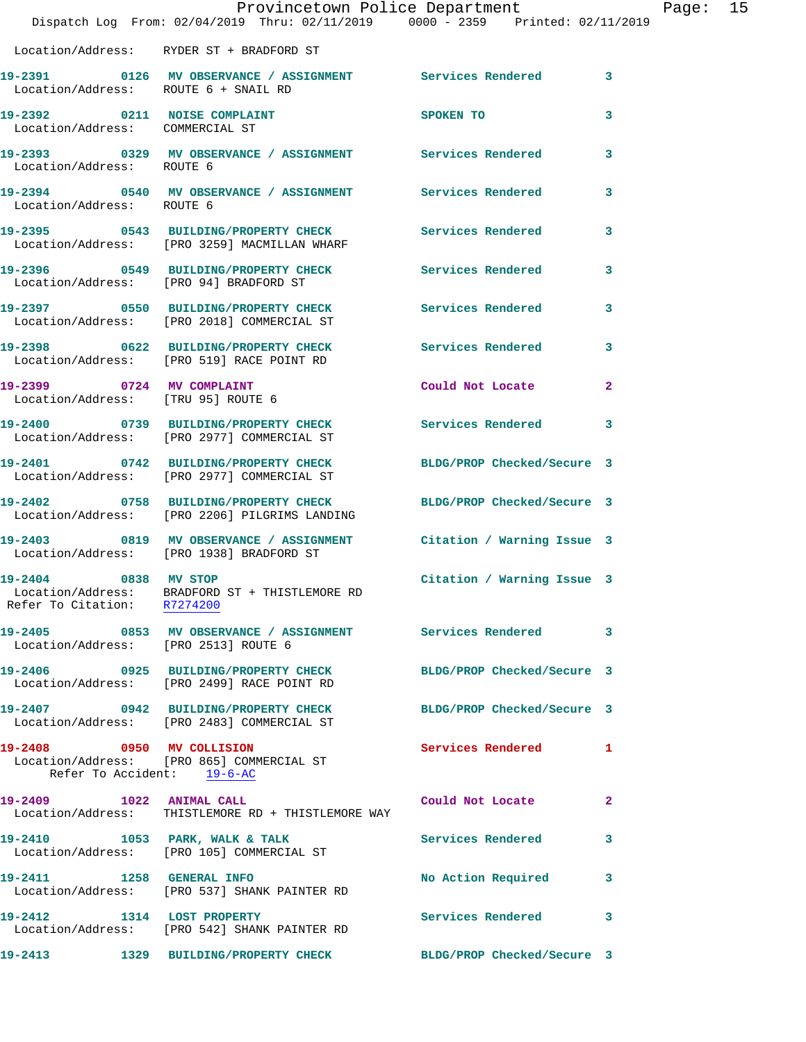Location/Address: RYDER ST + BRADFORD ST

| Call Number | Time | Call Reason | Action | Priority |
|---|---|---|---|---|
| 19-2391 | 0126 | MV OBSERVANCE / ASSIGNMENT | Services Rendered | 3 |

Location/Address: ROUTE 6 + SNAIL RD

| Call Number | Time | Call Reason | Action | Priority |
|---|---|---|---|---|
| 19-2392 | 0211 | NOISE COMPLAINT | SPOKEN TO | 3 |

Location/Address: COMMERCIAL ST

| Call Number | Time | Call Reason | Action | Priority |
|---|---|---|---|---|
| 19-2393 | 0329 | MV OBSERVANCE / ASSIGNMENT | Services Rendered | 3 |

Location/Address: ROUTE 6

| Call Number | Time | Call Reason | Action | Priority |
|---|---|---|---|---|
| 19-2394 | 0540 | MV OBSERVANCE / ASSIGNMENT | Services Rendered | 3 |

Location/Address: ROUTE 6

| Call Number | Time | Call Reason | Action | Priority |
|---|---|---|---|---|
| 19-2395 | 0543 | BUILDING/PROPERTY CHECK | Services Rendered | 3 |

Location/Address: [PRO 3259] MACMILLAN WHARF

| Call Number | Time | Call Reason | Action | Priority |
|---|---|---|---|---|
| 19-2396 | 0549 | BUILDING/PROPERTY CHECK | Services Rendered | 3 |

Location/Address: [PRO 94] BRADFORD ST

| Call Number | Time | Call Reason | Action | Priority |
|---|---|---|---|---|
| 19-2397 | 0550 | BUILDING/PROPERTY CHECK | Services Rendered | 3 |

Location/Address: [PRO 2018] COMMERCIAL ST

| Call Number | Time | Call Reason | Action | Priority |
|---|---|---|---|---|
| 19-2398 | 0622 | BUILDING/PROPERTY CHECK | Services Rendered | 3 |

Location/Address: [PRO 519] RACE POINT RD

| Call Number | Time | Call Reason | Action | Priority |
|---|---|---|---|---|
| 19-2399 | 0724 | MV COMPLAINT | Could Not Locate | 2 |

Location/Address: [TRU 95] ROUTE 6

| Call Number | Time | Call Reason | Action | Priority |
|---|---|---|---|---|
| 19-2400 | 0739 | BUILDING/PROPERTY CHECK | Services Rendered | 3 |

Location/Address: [PRO 2977] COMMERCIAL ST

| Call Number | Time | Call Reason | Action | Priority |
|---|---|---|---|---|
| 19-2401 | 0742 | BUILDING/PROPERTY CHECK | BLDG/PROP Checked/Secure | 3 |

Location/Address: [PRO 2977] COMMERCIAL ST

| Call Number | Time | Call Reason | Action | Priority |
|---|---|---|---|---|
| 19-2402 | 0758 | BUILDING/PROPERTY CHECK | BLDG/PROP Checked/Secure | 3 |

Location/Address: [PRO 2206] PILGRIMS LANDING

| Call Number | Time | Call Reason | Action | Priority |
|---|---|---|---|---|
| 19-2403 | 0819 | MV OBSERVANCE / ASSIGNMENT | Citation / Warning Issue | 3 |

Location/Address: [PRO 1938] BRADFORD ST

| Call Number | Time | Call Reason | Action | Priority |
|---|---|---|---|---|
| 19-2404 | 0838 | MV STOP | Citation / Warning Issue | 3 |

Location/Address: BRADFORD ST + THISTLEMORE RD
Refer To Citation: R7274200

| Call Number | Time | Call Reason | Action | Priority |
|---|---|---|---|---|
| 19-2405 | 0853 | MV OBSERVANCE / ASSIGNMENT | Services Rendered | 3 |

Location/Address: [PRO 2513] ROUTE 6

| Call Number | Time | Call Reason | Action | Priority |
|---|---|---|---|---|
| 19-2406 | 0925 | BUILDING/PROPERTY CHECK | BLDG/PROP Checked/Secure | 3 |

Location/Address: [PRO 2499] RACE POINT RD

| Call Number | Time | Call Reason | Action | Priority |
|---|---|---|---|---|
| 19-2407 | 0942 | BUILDING/PROPERTY CHECK | BLDG/PROP Checked/Secure | 3 |

Location/Address: [PRO 2483] COMMERCIAL ST

| Call Number | Time | Call Reason | Action | Priority |
|---|---|---|---|---|
| 19-2408 | 0950 | MV COLLISION | Services Rendered | 1 |

Location/Address: [PRO 865] COMMERCIAL ST
Refer To Accident: 19-6-AC

| Call Number | Time | Call Reason | Action | Priority |
|---|---|---|---|---|
| 19-2409 | 1022 | ANIMAL CALL | Could Not Locate | 2 |

Location/Address: THISTLEMORE RD + THISTLEMORE WAY

| Call Number | Time | Call Reason | Action | Priority |
|---|---|---|---|---|
| 19-2410 | 1053 | PARK, WALK & TALK | Services Rendered | 3 |

Location/Address: [PRO 105] COMMERCIAL ST

| Call Number | Time | Call Reason | Action | Priority |
|---|---|---|---|---|
| 19-2411 | 1258 | GENERAL INFO | No Action Required | 3 |

Location/Address: [PRO 537] SHANK PAINTER RD

| Call Number | Time | Call Reason | Action | Priority |
|---|---|---|---|---|
| 19-2412 | 1314 | LOST PROPERTY | Services Rendered | 3 |

Location/Address: [PRO 542] SHANK PAINTER RD

| Call Number | Time | Call Reason | Action | Priority |
|---|---|---|---|---|
| 19-2413 | 1329 | BUILDING/PROPERTY CHECK | BLDG/PROP Checked/Secure | 3 |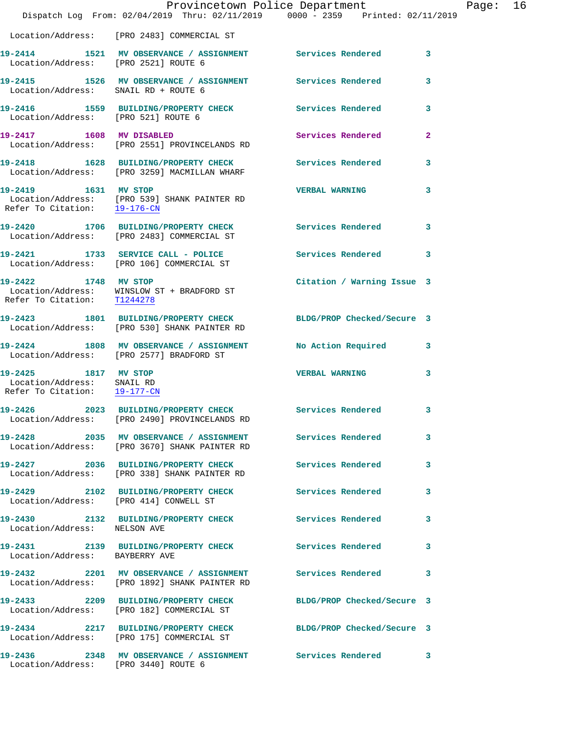Location/Address: [PRO 2483] COMMERCIAL ST

**19-2414 1521 MV OBSERVANCE / ASSIGNMENT** Services Rendered 3
Location/Address: [PRO 2521] ROUTE 6

**19-2415 1526 MV OBSERVANCE / ASSIGNMENT** Services Rendered 3
Location/Address: SNAIL RD + ROUTE 6

**19-2416 1559 BUILDING/PROPERTY CHECK** Services Rendered 3
Location/Address: [PRO 521] ROUTE 6

**19-2417 1608 MV DISABLED** Services Rendered 2
Location/Address: [PRO 2551] PROVINCELANDS RD

**19-2418 1628 BUILDING/PROPERTY CHECK** Services Rendered 3
Location/Address: [PRO 3259] MACMILLAN WHARF

**19-2419 1631 MV STOP** VERBAL WARNING 3
Location/Address: [PRO 539] SHANK PAINTER RD
Refer To Citation: 19-176-CN

**19-2420 1706 BUILDING/PROPERTY CHECK** Services Rendered 3
Location/Address: [PRO 2483] COMMERCIAL ST

**19-2421 1733 SERVICE CALL - POLICE** Services Rendered 3
Location/Address: [PRO 106] COMMERCIAL ST

**19-2422 1748 MV STOP** Citation / Warning Issue 3
Location/Address: WINSLOW ST + BRADFORD ST
Refer To Citation: T1244278

**19-2423 1801 BUILDING/PROPERTY CHECK** BLDG/PROP Checked/Secure 3
Location/Address: [PRO 530] SHANK PAINTER RD

**19-2424 1808 MV OBSERVANCE / ASSIGNMENT** No Action Required 3
Location/Address: [PRO 2577] BRADFORD ST

**19-2425 1817 MV STOP** VERBAL WARNING 3
Location/Address: SNAIL RD
Refer To Citation: 19-177-CN

**19-2426 2023 BUILDING/PROPERTY CHECK** Services Rendered 3
Location/Address: [PRO 2490] PROVINCELANDS RD

**19-2428 2035 MV OBSERVANCE / ASSIGNMENT** Services Rendered 3
Location/Address: [PRO 3670] SHANK PAINTER RD

**19-2427 2036 BUILDING/PROPERTY CHECK** Services Rendered 3
Location/Address: [PRO 338] SHANK PAINTER RD

**19-2429 2102 BUILDING/PROPERTY CHECK** Services Rendered 3
Location/Address: [PRO 414] CONWELL ST

**19-2430 2132 BUILDING/PROPERTY CHECK** Services Rendered 3
Location/Address: NELSON AVE

**19-2431 2139 BUILDING/PROPERTY CHECK** Services Rendered 3
Location/Address: BAYBERRY AVE

**19-2432 2201 MV OBSERVANCE / ASSIGNMENT** Services Rendered 3
Location/Address: [PRO 1892] SHANK PAINTER RD

**19-2433 2209 BUILDING/PROPERTY CHECK** BLDG/PROP Checked/Secure 3
Location/Address: [PRO 182] COMMERCIAL ST

**19-2434 2217 BUILDING/PROPERTY CHECK** BLDG/PROP Checked/Secure 3
Location/Address: [PRO 175] COMMERCIAL ST

**19-2436 2348 MV OBSERVANCE / ASSIGNMENT** Services Rendered 3
Location/Address: [PRO 3440] ROUTE 6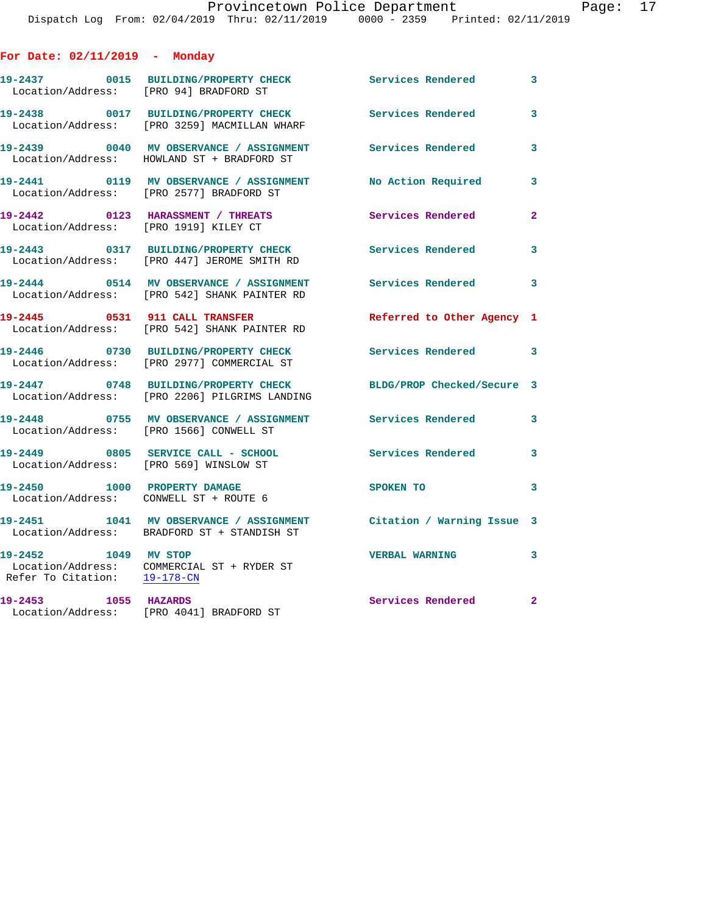## For Date: 02/11/2019 - Monday

| | | | | |
|---|---|---|---|---|
| 19-2437 | 0015 | BUILDING/PROPERTY CHECK | Services Rendered | 3 |
| Location/Address: | [PRO 94] BRADFORD ST | | | |
| 19-2438 | 0017 | BUILDING/PROPERTY CHECK | Services Rendered | 3 |
| Location/Address: | [PRO 3259] MACMILLAN WHARF | | | |
| 19-2439 | 0040 | MV OBSERVANCE / ASSIGNMENT | Services Rendered | 3 |
| Location/Address: | HOWLAND ST + BRADFORD ST | | | |
| 19-2441 | 0119 | MV OBSERVANCE / ASSIGNMENT | No Action Required | 3 |
| Location/Address: | [PRO 2577] BRADFORD ST | | | |
| 19-2442 | 0123 | HARASSMENT / THREATS | Services Rendered | 2 |
| Location/Address: | [PRO 1919] KILEY CT | | | |
| 19-2443 | 0317 | BUILDING/PROPERTY CHECK | Services Rendered | 3 |
| Location/Address: | [PRO 447] JEROME SMITH RD | | | |
| 19-2444 | 0514 | MV OBSERVANCE / ASSIGNMENT | Services Rendered | 3 |
| Location/Address: | [PRO 542] SHANK PAINTER RD | | | |
| 19-2445 | 0531 | 911 CALL TRANSFER | Referred to Other Agency | 1 |
| Location/Address: | [PRO 542] SHANK PAINTER RD | | | |
| 19-2446 | 0730 | BUILDING/PROPERTY CHECK | Services Rendered | 3 |
| Location/Address: | [PRO 2977] COMMERCIAL ST | | | |
| 19-2447 | 0748 | BUILDING/PROPERTY CHECK | BLDG/PROP Checked/Secure | 3 |
| Location/Address: | [PRO 2206] PILGRIMS LANDING | | | |
| 19-2448 | 0755 | MV OBSERVANCE / ASSIGNMENT | Services Rendered | 3 |
| Location/Address: | [PRO 1566] CONWELL ST | | | |
| 19-2449 | 0805 | SERVICE CALL - SCHOOL | Services Rendered | 3 |
| Location/Address: | [PRO 569] WINSLOW ST | | | |
| 19-2450 | 1000 | PROPERTY DAMAGE | SPOKEN TO | 3 |
| Location/Address: | CONWELL ST + ROUTE 6 | | | |
| 19-2451 | 1041 | MV OBSERVANCE / ASSIGNMENT | Citation / Warning Issue | 3 |
| Location/Address: | BRADFORD ST + STANDISH ST | | | |
| 19-2452 | 1049 | MV STOP | VERBAL WARNING | 3 |
| Location/Address: | COMMERCIAL ST + RYDER ST | | | |
| Refer To Citation: | 19-178-CN | | | |
| 19-2453 | 1055 | HAZARDS | Services Rendered | 2 |
| Location/Address: | [PRO 4041] BRADFORD ST | | | |